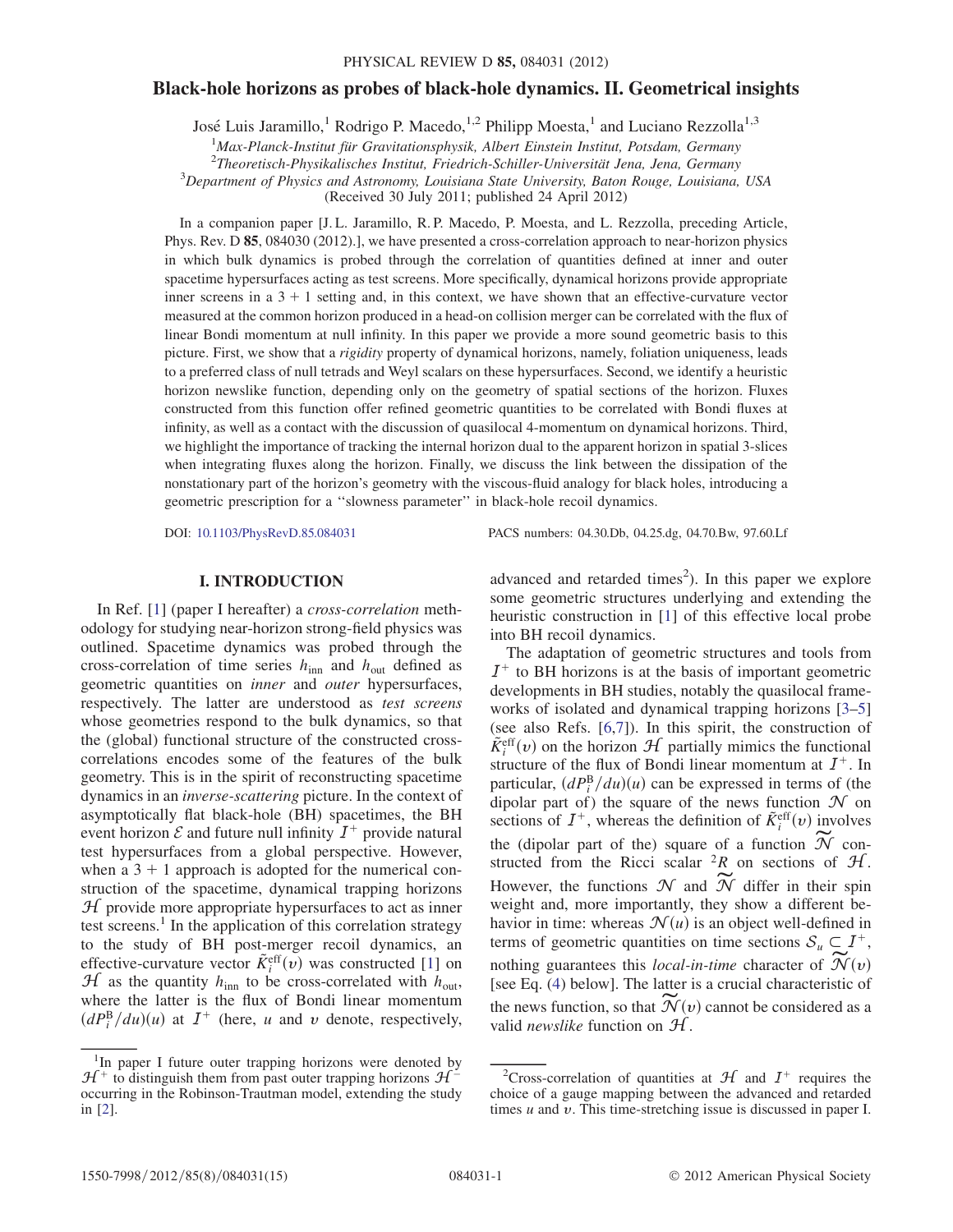# Black-hole horizons as probes of black-hole dynamics. II. Geometrical insights

José Luis Jaramillo,[1] Rodrigo P. Macedo,[1,2] Philipp Moesta,[1] and Luciano Rezzolla[1,3]

[1]*Max-Planck-Institut für Gravitationsphysik, Albert Einstein Institut, Potsdam, Germany*
[2]*Theoretisch-Physikalisches Institut, Friedrich-Schiller-Universität Jena, Jena, Germany*
[3]*Department of Physics and Astronomy, Louisiana State University, Baton Rouge, Louisiana, USA*

(Received 30 July 2011; published 24 April 2012)

In a companion paper [J. L. Jaramillo, R. P. Macedo, P. Moesta, and L. Rezzolla, preceding Article, Phys. Rev. D **85**, 084030 (2012).], we have presented a cross-correlation approach to near-horizon physics in which bulk dynamics is probed through the correlation of quantities defined at inner and outer spacetime hypersurfaces acting as test screens. More specifically, dynamical horizons provide appropriate inner screens in a 3 + 1 setting and, in this context, we have shown that an effective-curvature vector measured at the common horizon produced in a head-on collision merger can be correlated with the flux of linear Bondi momentum at null infinity. In this paper we provide a more sound geometric basis to this picture. First, we show that a *rigidity* property of dynamical horizons, namely, foliation uniqueness, leads to a preferred class of null tetrads and Weyl scalars on these hypersurfaces. Second, we identify a heuristic horizon newslike function, depending only on the geometry of spatial sections of the horizon. Fluxes constructed from this function offer refined geometric quantities to be correlated with Bondi fluxes at infinity, as well as a contact with the discussion of quasilocal 4-momentum on dynamical horizons. Third, we highlight the importance of tracking the internal horizon dual to the apparent horizon in spatial 3-slices when integrating fluxes along the horizon. Finally, we discuss the link between the dissipation of the nonstationary part of the horizon's geometry with the viscous-fluid analogy for black holes, introducing a geometric prescription for a "slowness parameter" in black-hole recoil dynamics.

DOI: 10.1103/PhysRevD.85.084031 PACS numbers: 04.30.Db, 04.25.dg, 04.70.Bw, 97.60.Lf

## I. INTRODUCTION

In Ref. [1] (paper I hereafter) a *cross-correlation* methodology for studying near-horizon strong-field physics was outlined. Spacetime dynamics was probed through the cross-correlation of time series $h_{\rm inn}$ and $h_{\rm out}$ defined as geometric quantities on *inner* and *outer* hypersurfaces, respectively. The latter are understood as *test screens* whose geometries respond to the bulk dynamics, so that the (global) functional structure of the constructed cross-correlations encodes some of the features of the bulk geometry. This is in the spirit of reconstructing spacetime dynamics in an *inverse-scattering* picture. In the context of asymptotically flat black-hole (BH) spacetimes, the BH event horizon $\mathcal{E}$ and future null infinity $\mathcal{I}^+$ provide natural test hypersurfaces from a global perspective. However, when a 3 + 1 approach is adopted for the numerical construction of the spacetime, dynamical trapping horizons $\mathcal{H}$ provide more appropriate hypersurfaces to act as inner test screens.[1] In the application of this correlation strategy to the study of BH post-merger recoil dynamics, an effective-curvature vector $\tilde{K}_i^{\rm eff}(v)$ was constructed [1] on $\mathcal{H}$ as the quantity $h_{\rm inn}$ to be cross-correlated with $h_{\rm out}$, where the latter is the flux of Bondi linear momentum $(dP_i^{\rm B}/du)(u)$ at $\mathcal{I}^+$ (here, $u$ and $v$ denote, respectively, advanced and retarded times[2]). In this paper we explore some geometric structures underlying and extending the heuristic construction in [1] of this effective local probe into BH recoil dynamics.

The adaptation of geometric structures and tools from $\mathcal{I}^+$ to BH horizons is at the basis of important geometric developments in BH studies, notably the quasilocal frameworks of isolated and dynamical trapping horizons [3–5] (see also Refs. [6,7]). In this spirit, the construction of $\tilde{K}_i^{\rm eff}(v)$ on the horizon $\mathcal{H}$ partially mimics the functional structure of the flux of Bondi linear momentum at $\mathcal{I}^+$. In particular, $(dP_i^{\rm B}/du)(u)$ can be expressed in terms of (the dipolar part of) the square of the news function $\mathcal{N}$ on sections of $\mathcal{I}^+$, whereas the definition of $\tilde{K}_i^{\rm eff}(v)$ involves the (dipolar part of the) square of a function $\widetilde{\mathcal{N}}$ constructed from the Ricci scalar ${}^2R$ on sections of $\mathcal{H}$. However, the functions $\mathcal{N}$ and $\widetilde{\mathcal{N}}$ differ in their spin weight and, more importantly, they show a different behavior in time: whereas $\mathcal{N}(u)$ is an object well-defined in terms of geometric quantities on time sections $\mathcal{S}_u \subset \mathcal{I}^+$, nothing guarantees this *local-in-time* character of $\widetilde{\mathcal{N}}(v)$ [see Eq. (4) below]. The latter is a crucial characteristic of the news function, so that $\widetilde{\mathcal{N}}(v)$ cannot be considered as a valid *newslike* function on $\mathcal{H}$.

---

[1]In paper I future outer trapping horizons were denoted by $\mathcal{H}^+$ to distinguish them from past outer trapping horizons $\mathcal{H}^-$ occurring in the Robinson-Trautman model, extending the study in [2].

[2]Cross-correlation of quantities at $\mathcal{H}$ and $\mathcal{I}^+$ requires the choice of a gauge mapping between the advanced and retarded times $u$ and $v$. This time-stretching issue is discussed in paper I.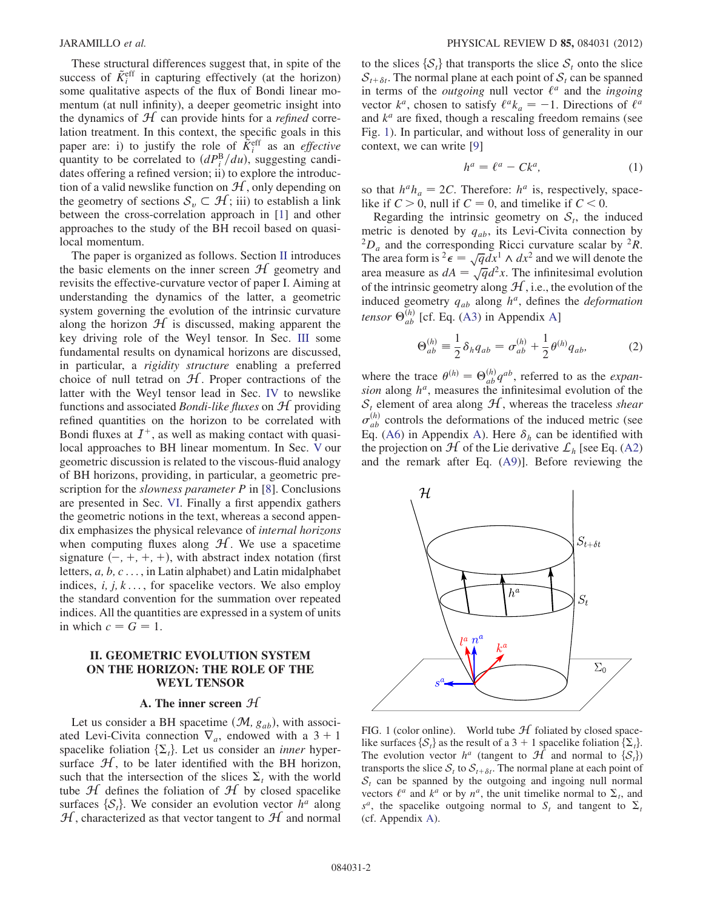These structural differences suggest that, in spite of the success of $\tilde{K}_i^{\rm eff}$ in capturing effectively (at the horizon) some qualitative aspects of the flux of Bondi linear momentum (at null infinity), a deeper geometric insight into the dynamics of $\mathcal{H}$ can provide hints for a *refined* correlation treatment. In this context, the specific goals in this paper are: i) to justify the role of $\tilde{K}_i^{\rm eff}$ as an *effective* quantity to be correlated to $(dP_i^{\rm B}/du)$, suggesting candidates offering a refined version; ii) to explore the introduction of a valid newslike function on $\mathcal{H}$, only depending on the geometry of sections $\mathcal{S}_v \subset \mathcal{H}$; iii) to establish a link between the cross-correlation approach in [1] and other approaches to the study of the BH recoil based on quasi-local momentum.

The paper is organized as follows. Section II introduces the basic elements on the inner screen $\mathcal{H}$ geometry and revisits the effective-curvature vector of paper I. Aiming at understanding the dynamics of the latter, a geometric system governing the evolution of the intrinsic curvature along the horizon $\mathcal{H}$ is discussed, making apparent the key driving role of the Weyl tensor. In Sec. III some fundamental results on dynamical horizons are discussed, in particular, a *rigidity structure* enabling a preferred choice of null tetrad on $\mathcal{H}$. Proper contractions of the latter with the Weyl tensor lead in Sec. IV to newslike functions and associated *Bondi-like fluxes* on $\mathcal{H}$ providing refined quantities on the horizon to be correlated with Bondi fluxes at $\mathcal{I}^+$, as well as making contact with quasi-local approaches to BH linear momentum. In Sec. V our geometric discussion is related to the viscous-fluid analogy of BH horizons, providing, in particular, a geometric prescription for the *slowness parameter P* in [8]. Conclusions are presented in Sec. VI. Finally a first appendix gathers the geometric notions in the text, whereas a second appendix emphasizes the physical relevance of *internal horizons* when computing fluxes along $\mathcal{H}$. We use a spacetime signature $(-, +, +, +)$, with abstract index notation (first letters, $a, b, c \ldots$, in Latin alphabet) and Latin midalphabet indices, $i, j, k \ldots$, for spacelike vectors. We also employ the standard convention for the summation over repeated indices. All the quantities are expressed in a system of units in which $c = G = 1$.

## II. GEOMETRIC EVOLUTION SYSTEM ON THE HORIZON: THE ROLE OF THE WEYL TENSOR

### A. The inner screen $\mathcal{H}$

Let us consider a BH spacetime $(\mathcal{M}, g_{ab})$, with associated Levi-Civita connection $\nabla_a$, endowed with a $3+1$ spacelike foliation $\{\Sigma_t\}$. Let us consider an *inner* hypersurface $\mathcal{H}$, to be later identified with the BH horizon, such that the intersection of the slices $\Sigma_t$ with the world tube $\mathcal{H}$ defines the foliation of $\mathcal{H}$ by closed spacelike surfaces $\{\mathcal{S}_t\}$. We consider an evolution vector $h^a$ along $\mathcal{H}$, characterized as that vector tangent to $\mathcal{H}$ and normal to the slices $\{\mathcal{S}_t\}$ that transports the slice $\mathcal{S}_t$ onto the slice $\mathcal{S}_{t+\delta t}$. The normal plane at each point of $\mathcal{S}_t$ can be spanned in terms of the *outgoing* null vector $\ell^a$ and the *ingoing* vector $k^a$, chosen to satisfy $\ell^a k_a = -1$. Directions of $\ell^a$ and $k^a$ are fixed, though a rescaling freedom remains (see Fig. 1). In particular, and without loss of generality in our context, we can write [9]

$$h^a = \ell^a - C k^a, \tag{1}$$

so that $h^a h_a = 2C$. Therefore: $h^a$ is, respectively, spacelike if $C > 0$, null if $C = 0$, and timelike if $C < 0$.

Regarding the intrinsic geometry on $\mathcal{S}_t$, the induced metric is denoted by $q_{ab}$, its Levi-Civita connection by ${}^2D_a$ and the corresponding Ricci curvature scalar by ${}^2R$. The area form is ${}^2\epsilon = \sqrt{q} dx^1 \wedge dx^2$ and we will denote the area measure as $dA = \sqrt{q} d^2x$. The infinitesimal evolution of the intrinsic geometry along $\mathcal{H}$, i.e., the evolution of the induced geometry $q_{ab}$ along $h^a$, defines the *deformation tensor* $\Theta_{ab}^{(h)}$ [cf. Eq. (A3) in Appendix A]

$$\Theta_{ab}^{(h)} \equiv \frac{1}{2}\delta_h q_{ab} = \sigma_{ab}^{(h)} + \frac{1}{2}\theta^{(h)} q_{ab}, \tag{2}$$

where the trace $\theta^{(h)} = \Theta_{ab}^{(h)} q^{ab}$, referred to as the *expansion* along $h^a$, measures the infinitesimal evolution of the $\mathcal{S}_t$ element of area along $\mathcal{H}$, whereas the traceless *shear* $\sigma_{ab}^{(h)}$ controls the deformations of the induced metric (see Eq. (A6) in Appendix A). Here $\delta_h$ can be identified with the projection on $\mathcal{H}$ of the Lie derivative $\mathcal{L}_h$ [see Eq. (A2) and the remark after Eq. (A9)]. Before reviewing the

FIG. 1 (color online). World tube $\mathcal{H}$ foliated by closed spacelike surfaces $\{\mathcal{S}_t\}$ as the result of a $3+1$ spacelike foliation $\{\Sigma_t\}$. The evolution vector $h^a$ (tangent to $\mathcal{H}$ and normal to $\{\mathcal{S}_t\}$) transports the slice $\mathcal{S}_t$ to $\mathcal{S}_{t+\delta t}$. The normal plane at each point of $\mathcal{S}_t$ can be spanned by the outgoing and ingoing null normal vectors $\ell^a$ and $k^a$ or by $n^a$, the unit timelike normal to $\Sigma_t$, and $s^a$, the spacelike outgoing normal to $\mathcal{S}_t$ and tangent to $\Sigma_t$ (cf. Appendix A).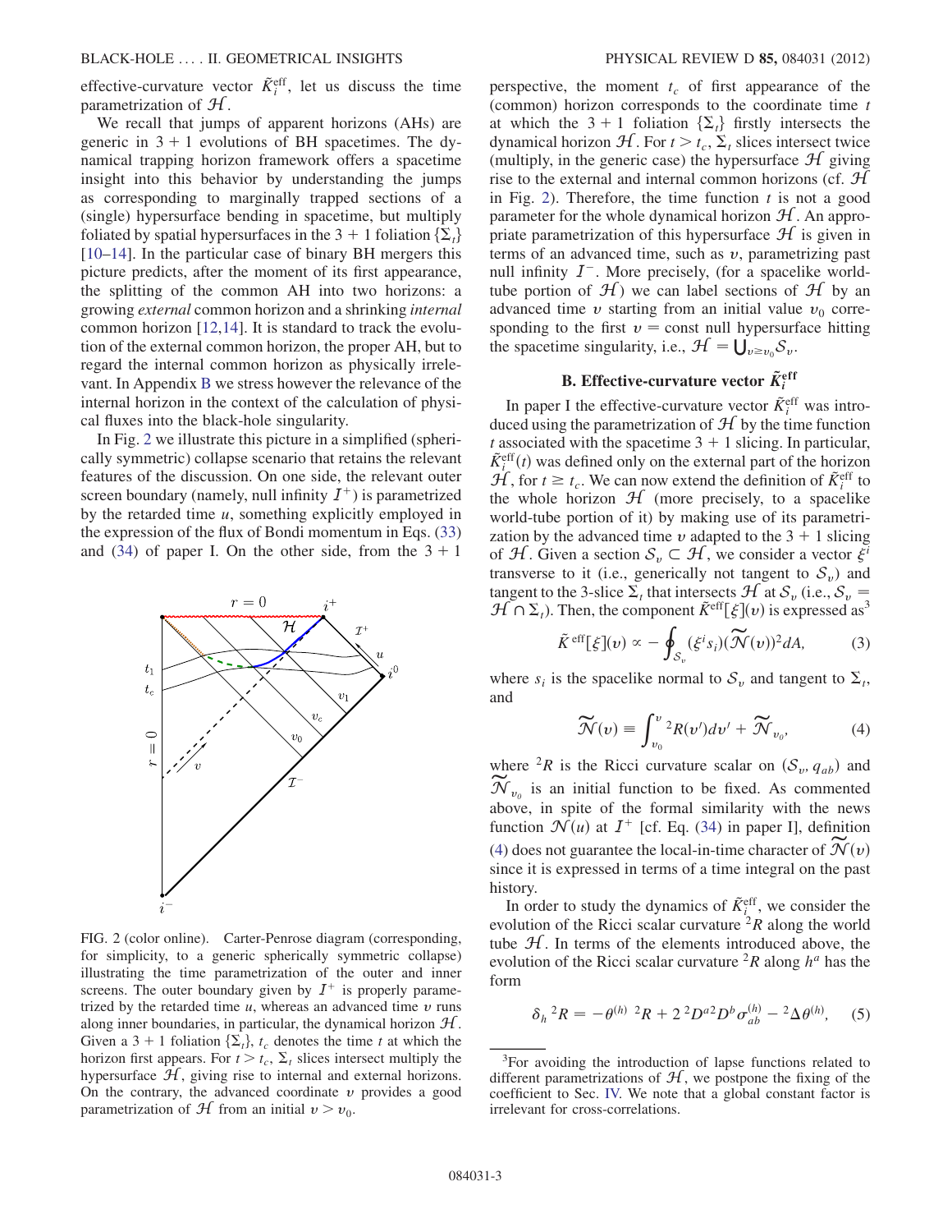effective-curvature vector $\tilde{K}_i^{\rm eff}$, let us discuss the time parametrization of $\mathcal{H}$.

We recall that jumps of apparent horizons (AHs) are generic in 3 + 1 evolutions of BH spacetimes. The dynamical trapping horizon framework offers a spacetime insight into this behavior by understanding the jumps as corresponding to marginally trapped sections of a (single) hypersurface bending in spacetime, but multiply foliated by spatial hypersurfaces in the 3 + 1 foliation $\{\Sigma_t\}$ [10–14]. In the particular case of binary BH mergers this picture predicts, after the moment of its first appearance, the splitting of the common AH into two horizons: a growing *external* common horizon and a shrinking *internal* common horizon [12,14]. It is standard to track the evolution of the external common horizon, the proper AH, but to regard the internal common horizon as physically irrelevant. In Appendix B we stress however the relevance of the internal horizon in the context of the calculation of physical fluxes into the black-hole singularity.

In Fig. 2 we illustrate this picture in a simplified (spherically symmetric) collapse scenario that retains the relevant features of the discussion. On one side, the relevant outer screen boundary (namely, null infinity $\mathcal{I}^+$) is parametrized by the retarded time $u$, something explicitly employed in the expression of the flux of Bondi momentum in Eqs. (33) and (34) of paper I. On the other side, from the 3 + 1 perspective, the moment $t_c$ of first appearance of the (common) horizon corresponds to the coordinate time $t$ at which the 3 + 1 foliation $\{\Sigma_t\}$ firstly intersects the dynamical horizon $\mathcal{H}$. For $t > t_c$, $\Sigma_t$ slices intersect twice (multiply, in the generic case) the hypersurface $\mathcal{H}$ giving rise to the external and internal common horizons (cf. $\mathcal{H}$ in Fig. 2). Therefore, the time function $t$ is not a good parameter for the whole dynamical horizon $\mathcal{H}$. An appropriate parametrization of this hypersurface $\mathcal{H}$ is given in terms of an advanced time, such as $v$, parametrizing past null infinity $\mathcal{I}^-$. More precisely, (for a spacelike worldtube portion of $\mathcal{H}$) we can label sections of $\mathcal{H}$ by an advanced time $v$ starting from an initial value $v_0$ corresponding to the first $v = \text{const}$ null hypersurface hitting the spacetime singularity, i.e., $\mathcal{H} = \bigcup_{v \geq v_0} \mathcal{S}_v$.

FIG. 2 (color online). Carter-Penrose diagram (corresponding, for simplicity, to a generic spherically symmetric collapse) illustrating the time parametrization of the outer and inner screens. The outer boundary given by $\mathcal{I}^+$ is properly parametrized by the retarded time $u$, whereas an advanced time $v$ runs along inner boundaries, in particular, the dynamical horizon $\mathcal{H}$. Given a 3 + 1 foliation $\{\Sigma_t\}$, $t_c$ denotes the time $t$ at which the horizon first appears. For $t > t_c$, $\Sigma_t$ slices intersect multiply the hypersurface $\mathcal{H}$, giving rise to internal and external horizons. On the contrary, the advanced coordinate $v$ provides a good parametrization of $\mathcal{H}$ from an initial $v > v_0$.

### B. Effective-curvature vector $\tilde{K}_i^{\rm eff}$

In paper I the effective-curvature vector $\tilde{K}_i^{\rm eff}$ was introduced using the parametrization of $\mathcal{H}$ by the time function $t$ associated with the spacetime 3 + 1 slicing. In particular, $\tilde{K}_i^{\rm eff}(t)$ was defined only on the external part of the horizon $\mathcal{H}$, for $t \geq t_c$. We can now extend the definition of $\tilde{K}_i^{\rm eff}$ to the whole horizon $\mathcal{H}$ (more precisely, to a spacelike world-tube portion of it) by making use of its parametrization by the advanced time $v$ adapted to the 3 + 1 slicing of $\mathcal{H}$. Given a section $\mathcal{S}_v \subset \mathcal{H}$, we consider a vector $\xi^i$ transverse to it (i.e., generically not tangent to $\mathcal{S}_v$) and tangent to the 3-slice $\Sigma_t$ that intersects $\mathcal{H}$ at $\mathcal{S}_v$ (i.e., $\mathcal{S}_v = \mathcal{H} \cap \Sigma_t$). Then, the component $\tilde{K}^{\rm eff}[\xi](v)$ is expressed as[3]

$$\tilde{K}^{\rm eff}[\xi](v) \propto - \oint_{\mathcal{S}_v} (\xi^i s_i)(\widetilde{\mathcal{N}}(v))^2 dA, \tag{3}$$

where $s_i$ is the spacelike normal to $\mathcal{S}_v$ and tangent to $\Sigma_t$, and

$$\widetilde{\mathcal{N}}(v) \equiv \int_{v_0}^{v} {}^2R(v')dv' + \widetilde{\mathcal{N}}_{v_0}, \tag{4}$$

where ${}^2R$ is the Ricci curvature scalar on $(\mathcal{S}_v, q_{ab})$ and $\widetilde{\mathcal{N}}_{v_0}$ is an initial function to be fixed. As commented above, in spite of the formal similarity with the news function $\mathcal{N}(u)$ at $\mathcal{I}^+$ [cf. Eq. (34) in paper I], definition (4) does not guarantee the local-in-time character of $\widetilde{\mathcal{N}}(v)$ since it is expressed in terms of a time integral on the past history.

In order to study the dynamics of $\tilde{K}_i^{\rm eff}$, we consider the evolution of the Ricci scalar curvature ${}^2R$ along the world tube $\mathcal{H}$. In terms of the elements introduced above, the evolution of the Ricci scalar curvature ${}^2R$ along $h^a$ has the form

$$\delta_h {}^2R = -\theta^{(h)} \, {}^2R + 2 \, {}^2D^a \, {}^2D^b \sigma_{ab}^{(h)} - {}^2\Delta\theta^{(h)}, \tag{5}$$

[3] For avoiding the introduction of lapse functions related to different parametrizations of $\mathcal{H}$, we postpone the fixing of the coefficient to Sec. IV. We note that a global constant factor is irrelevant for cross-correlations.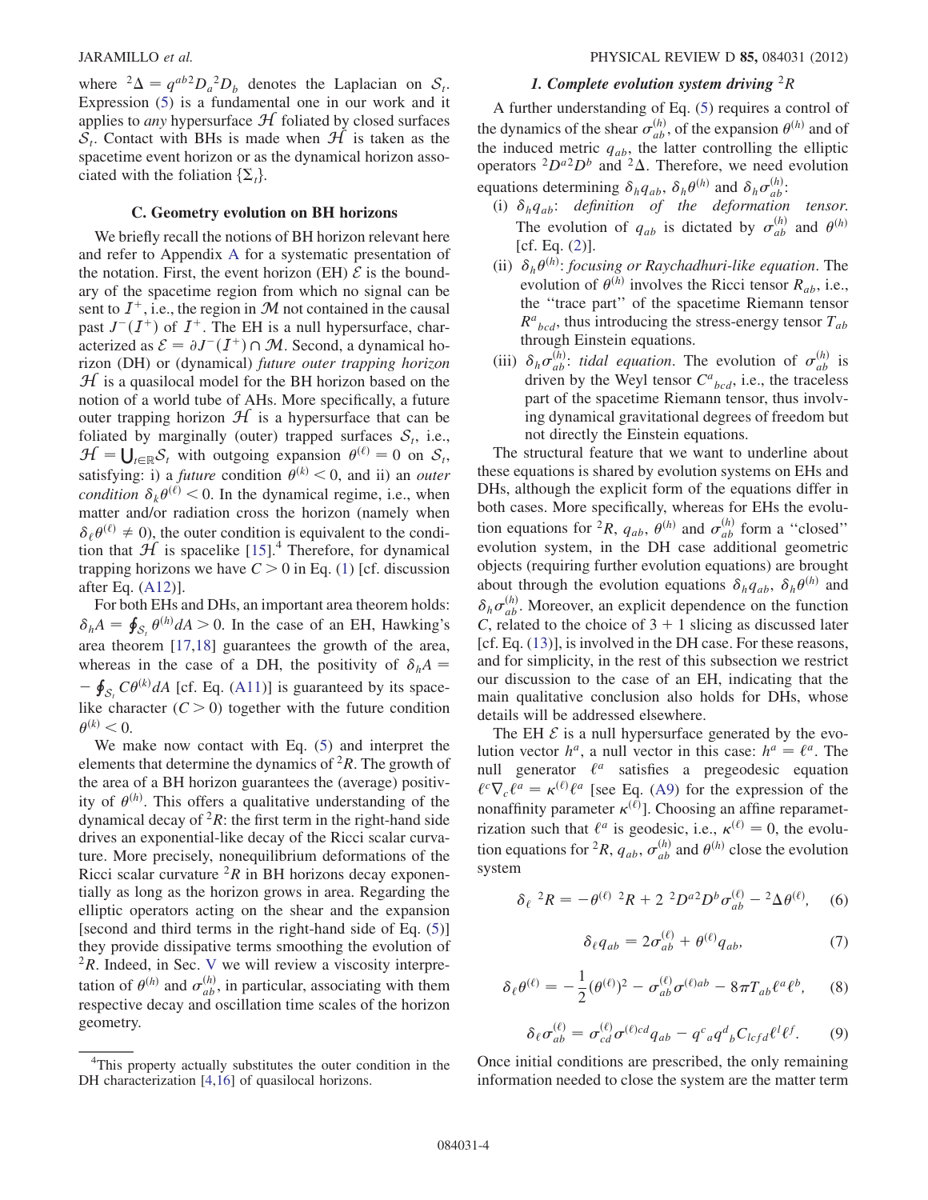where ${}^2\Delta = q^{ab}{}^2D_a{}^2D_b$ denotes the Laplacian on $\mathcal{S}_t$. Expression (5) is a fundamental one in our work and it applies to *any* hypersurface $\mathcal{H}$ foliated by closed surfaces $\mathcal{S}_t$. Contact with BHs is made when $\mathcal{H}$ is taken as the spacetime event horizon or as the dynamical horizon associated with the foliation $\{\Sigma_t\}$.

### C. Geometry evolution on BH horizons

We briefly recall the notions of BH horizon relevant here and refer to Appendix A for a systematic presentation of the notation. First, the event horizon (EH) $\mathcal{E}$ is the boundary of the spacetime region from which no signal can be sent to $\mathcal{I}^+$, i.e., the region in $\mathcal{M}$ not contained in the causal past $J^-(\mathcal{I}^+)$ of $\mathcal{I}^+$. The EH is a null hypersurface, characterized as $\mathcal{E} = \partial J^-(\mathcal{I}^+) \cap \mathcal{M}$. Second, a dynamical horizon (DH) or (dynamical) *future outer trapping horizon* $\mathcal{H}$ is a quasilocal model for the BH horizon based on the notion of a world tube of AHs. More specifically, a future outer trapping horizon $\mathcal{H}$ is a hypersurface that can be foliated by marginally (outer) trapped surfaces $\mathcal{S}_t$, i.e., $\mathcal{H} = \bigcup_{t\in\mathbb{R}}\mathcal{S}_t$ with outgoing expansion $\theta^{(\ell)} = 0$ on $\mathcal{S}_t$, satisfying: i) a *future* condition $\theta^{(k)} < 0$, and ii) an *outer condition* $\delta_k\theta^{(\ell)} < 0$. In the dynamical regime, i.e., when matter and/or radiation cross the horizon (namely when $\delta_\ell\theta^{(\ell)} \neq 0$), the outer condition is equivalent to the condition that $\mathcal{H}$ is spacelike [15].[4] Therefore, for dynamical trapping horizons we have $C > 0$ in Eq. (1) [cf. discussion after Eq. (A12)].

For both EHs and DHs, an important area theorem holds: $\delta_h A = \oint_{\mathcal{S}_t}\theta^{(h)}dA > 0$. In the case of an EH, Hawking's area theorem [17,18] guarantees the growth of the area, whereas in the case of a DH, the positivity of $\delta_h A = -\oint_{\mathcal{S}_t} C\theta^{(k)}dA$ [cf. Eq. (A11)] is guaranteed by its spacelike character ($C > 0$) together with the future condition $\theta^{(k)} < 0$.

We make now contact with Eq. (5) and interpret the elements that determine the dynamics of ${}^2R$. The growth of the area of a BH horizon guarantees the (average) positivity of $\theta^{(h)}$. This offers a qualitative understanding of the dynamical decay of ${}^2R$: the first term in the right-hand side drives an exponential-like decay of the Ricci scalar curvature. More precisely, nonequilibrium deformations of the Ricci scalar curvature ${}^2R$ in BH horizons decay exponentially as long as the horizon grows in area. Regarding the elliptic operators acting on the shear and the expansion [second and third terms in the right-hand side of Eq. (5)] they provide dissipative terms smoothing the evolution of ${}^2R$. Indeed, in Sec. V we will review a viscosity interpretation of $\theta^{(h)}$ and $\sigma^{(h)}_{ab}$, in particular, associating with them respective decay and oscillation time scales of the horizon geometry.

#### 1. Complete evolution system driving ${}^2R$

A further understanding of Eq. (5) requires a control of the dynamics of the shear $\sigma^{(h)}_{ab}$, of the expansion $\theta^{(h)}$ and of the induced metric $q_{ab}$, the latter controlling the elliptic operators ${}^2D^a{}^2D^b$ and ${}^2\Delta$. Therefore, we need evolution equations determining $\delta_h q_{ab}$, $\delta_h\theta^{(h)}$ and $\delta_h\sigma^{(h)}_{ab}$:

- (i) $\delta_h q_{ab}$: *definition of the deformation tensor.* The evolution of $q_{ab}$ is dictated by $\sigma^{(h)}_{ab}$ and $\theta^{(h)}$ [cf. Eq. (2)].
- (ii) $\delta_h\theta^{(h)}$: *focusing or Raychadhuri-like equation*. The evolution of $\theta^{(h)}$ involves the Ricci tensor $R_{ab}$, i.e., the "trace part" of the spacetime Riemann tensor $R^a{}_{bcd}$, thus introducing the stress-energy tensor $T_{ab}$ through Einstein equations.
- (iii) $\delta_h\sigma^{(h)}_{ab}$: *tidal equation*. The evolution of $\sigma^{(h)}_{ab}$ is driven by the Weyl tensor $C^a{}_{bcd}$, i.e., the traceless part of the spacetime Riemann tensor, thus involving dynamical gravitational degrees of freedom but not directly the Einstein equations.

The structural feature that we want to underline about these equations is shared by evolution systems on EHs and DHs, although the explicit form of the equations differ in both cases. More specifically, whereas for EHs the evolution equations for ${}^2R$, $q_{ab}$, $\theta^{(h)}$ and $\sigma^{(h)}_{ab}$ form a "closed" evolution system, in the DH case additional geometric objects (requiring further evolution equations) are brought about through the evolution equations $\delta_h q_{ab}$, $\delta_h\theta^{(h)}$ and $\delta_h\sigma^{(h)}_{ab}$. Moreover, an explicit dependence on the function $C$, related to the choice of 3 + 1 slicing as discussed later [cf. Eq. (13)], is involved in the DH case. For these reasons, and for simplicity, in the rest of this subsection we restrict our discussion to the case of an EH, indicating that the main qualitative conclusion also holds for DHs, whose details will be addressed elsewhere.

The EH $\mathcal{E}$ is a null hypersurface generated by the evolution vector $h^a$, a null vector in this case: $h^a = \ell^a$. The null generator $\ell^a$ satisfies a pregeodesic equation $\ell^c\nabla_c\ell^a = \kappa^{(\ell)}\ell^a$ [see Eq. (A9) for the expression of the nonaffinity parameter $\kappa^{(\ell)}$]. Choosing an affine reparametrization such that $\ell^a$ is geodesic, i.e., $\kappa^{(\ell)} = 0$, the evolution equations for ${}^2R$, $q_{ab}$, $\sigma^{(h)}_{ab}$ and $\theta^{(h)}$ close the evolution system

$$\delta_\ell\, {}^2R = -\theta^{(\ell)}\, {}^2R + 2\, {}^2D^a{}^2D^b\sigma^{(\ell)}_{ab} - {}^2\Delta\theta^{(\ell)}, \tag{6}$$

$$\delta_\ell q_{ab} = 2\sigma^{(\ell)}_{ab} + \theta^{(\ell)}q_{ab}, \tag{7}$$

$$\delta_\ell\theta^{(\ell)} = -\frac{1}{2}(\theta^{(\ell)})^2 - \sigma^{(\ell)}_{ab}\sigma^{(\ell)ab} - 8\pi T_{ab}\ell^a\ell^b, \tag{8}$$

$$\delta_\ell\sigma^{(\ell)}_{ab} = \sigma^{(\ell)}_{cd}\sigma^{(\ell)cd}q_{ab} - q^c{}_a q^d{}_b C_{lcfd}\ell^l\ell^f. \tag{9}$$

Once initial conditions are prescribed, the only remaining information needed to close the system are the matter term

---

[4] This property actually substitutes the outer condition in the DH characterization [4,16] of quasilocal horizons.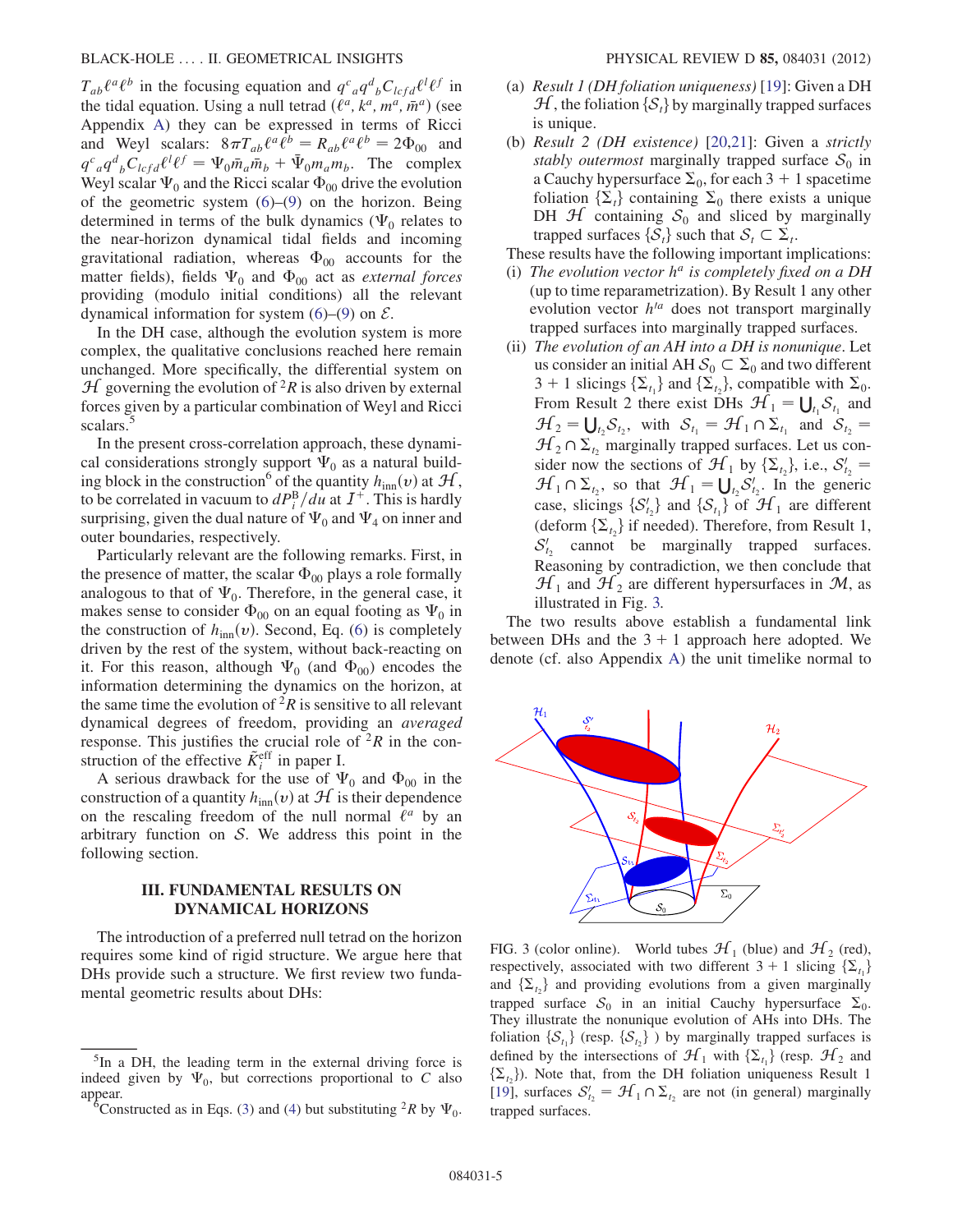$T_{ab}\ell^a\ell^b$ in the focusing equation and $q^c{}_a q^d{}_b C_{lcfd}\ell^l\ell^f$ in the tidal equation. Using a null tetrad $(\ell^a, k^a, m^a, \bar{m}^a)$ (see Appendix A) they can be expressed in terms of Ricci and Weyl scalars: $8\pi T_{ab}\ell^a\ell^b = R_{ab}\ell^a\ell^b = 2\Phi_{00}$ and $q^c{}_a q^d{}_b C_{lcfd}\ell^l\ell^f = \Psi_0\bar{m}_a\bar{m}_b + \bar{\Psi}_0 m_a m_b$. The complex Weyl scalar $\Psi_0$ and the Ricci scalar $\Phi_{00}$ drive the evolution of the geometric system (6)–(9) on the horizon. Being determined in terms of the bulk dynamics ($\Psi_0$ relates to the near-horizon dynamical tidal fields and incoming gravitational radiation, whereas $\Phi_{00}$ accounts for the matter fields), fields $\Psi_0$ and $\Phi_{00}$ act as *external forces* providing (modulo initial conditions) all the relevant dynamical information for system (6)–(9) on $\mathcal{E}$.

In the DH case, although the evolution system is more complex, the qualitative conclusions reached here remain unchanged. More specifically, the differential system on $\mathcal{H}$ governing the evolution of ${}^2R$ is also driven by external forces given by a particular combination of Weyl and Ricci scalars.[5]

In the present cross-correlation approach, these dynamical considerations strongly support $\Psi_0$ as a natural building block in the construction[6] of the quantity $h_{\rm inn}(v)$ at $\mathcal{H}$, to be correlated in vacuum to $dP_i^{\rm B}/du$ at $\mathcal{I}^+$. This is hardly surprising, given the dual nature of $\Psi_0$ and $\Psi_4$ on inner and outer boundaries, respectively.

Particularly relevant are the following remarks. First, in the presence of matter, the scalar $\Phi_{00}$ plays a role formally analogous to that of $\Psi_0$. Therefore, in the general case, it makes sense to consider $\Phi_{00}$ on an equal footing as $\Psi_0$ in the construction of $h_{\rm inn}(v)$. Second, Eq. (6) is completely driven by the rest of the system, without back-reacting on it. For this reason, although $\Psi_0$ (and $\Phi_{00}$) encodes the information determining the dynamics on the horizon, at the same time the evolution of ${}^2R$ is sensitive to all relevant dynamical degrees of freedom, providing an *averaged* response. This justifies the crucial role of ${}^2R$ in the construction of the effective $\tilde{K}_i^{\rm eff}$ in paper I.

A serious drawback for the use of $\Psi_0$ and $\Phi_{00}$ in the construction of a quantity $h_{\rm inn}(v)$ at $\mathcal{H}$ is their dependence on the rescaling freedom of the null normal $\ell^a$ by an arbitrary function on $\mathcal{S}$. We address this point in the following section.

## III. FUNDAMENTAL RESULTS ON DYNAMICAL HORIZONS

The introduction of a preferred null tetrad on the horizon requires some kind of rigid structure. We argue here that DHs provide such a structure. We first review two fundamental geometric results about DHs:

(a) *Result 1 (DH foliation uniqueness)* [19]: Given a DH $\mathcal{H}$, the foliation $\{\mathcal{S}_t\}$ by marginally trapped surfaces is unique.

(b) *Result 2 (DH existence)* [20,21]: Given a *strictly stably outermost* marginally trapped surface $\mathcal{S}_0$ in a Cauchy hypersurface $\Sigma_0$, for each 3 + 1 spacetime foliation $\{\Sigma_t\}$ containing $\Sigma_0$ there exists a unique DH $\mathcal{H}$ containing $\mathcal{S}_0$ and sliced by marginally trapped surfaces $\{\mathcal{S}_t\}$ such that $\mathcal{S}_t \subset \Sigma_t$.

These results have the following important implications:

(i) *The evolution vector $h^a$ is completely fixed on a DH* (up to time reparametrization). By Result 1 any other evolution vector $h'^a$ does not transport marginally trapped surfaces into marginally trapped surfaces.

(ii) *The evolution of an AH into a DH is nonunique*. Let us consider an initial AH $\mathcal{S}_0 \subset \Sigma_0$ and two different 3 + 1 slicings $\{\Sigma_{t_1}\}$ and $\{\Sigma_{t_2}\}$, compatible with $\Sigma_0$. From Result 2 there exist DHs $\mathcal{H}_1 = \bigcup_{t_1}\mathcal{S}_{t_1}$ and $\mathcal{H}_2 = \bigcup_{t_2}\mathcal{S}_{t_2}$, with $\mathcal{S}_{t_1} = \mathcal{H}_1 \cap \Sigma_{t_1}$ and $\mathcal{S}_{t_2} = \mathcal{H}_2 \cap \Sigma_{t_2}$ marginally trapped surfaces. Let us consider now the sections of $\mathcal{H}_1$ by $\{\Sigma_{t_2}\}$, i.e., $\mathcal{S}'_{t_2} = \mathcal{H}_1 \cap \Sigma_{t_2}$, so that $\mathcal{H}_1 = \bigcup_{t_2}\mathcal{S}'_{t_2}$. In the generic case, slicings $\{\mathcal{S}'_{t_2}\}$ and $\{\mathcal{S}_{t_1}\}$ of $\mathcal{H}_1$ are different (deform $\{\Sigma_{t_2}\}$ if needed). Therefore, from Result 1, $\mathcal{S}'_{t_2}$ cannot be marginally trapped surfaces. Reasoning by contradiction, we then conclude that $\mathcal{H}_1$ and $\mathcal{H}_2$ are different hypersurfaces in $\mathcal{M}$, as illustrated in Fig. 3.

The two results above establish a fundamental link between DHs and the 3 + 1 approach here adopted. We denote (cf. also Appendix A) the unit timelike normal to

FIG. 3 (color online). World tubes $\mathcal{H}_1$ (blue) and $\mathcal{H}_2$ (red), respectively, associated with two different 3 + 1 slicing $\{\Sigma_{t_1}\}$ and $\{\Sigma_{t_2}\}$ and providing evolutions from a given marginally trapped surface $\mathcal{S}_0$ in an initial Cauchy hypersurface $\Sigma_0$. They illustrate the nonunique evolution of AHs into DHs. The foliation $\{\mathcal{S}_{t_1}\}$ (resp. $\{\mathcal{S}_{t_2}\}$) by marginally trapped surfaces is defined by the intersections of $\mathcal{H}_1$ with $\{\Sigma_{t_1}\}$ (resp. $\mathcal{H}_2$ and $\{\Sigma_{t_2}\}$). Note that, from the DH foliation uniqueness Result 1 [19], surfaces $\mathcal{S}'_{t_2} = \mathcal{H}_1 \cap \Sigma_{t_2}$ are not (in general) marginally trapped surfaces.

[5] In a DH, the leading term in the external driving force is indeed given by $\Psi_0$, but corrections proportional to $C$ also appear.

[6] Constructed as in Eqs. (3) and (4) but substituting ${}^2R$ by $\Psi_0$.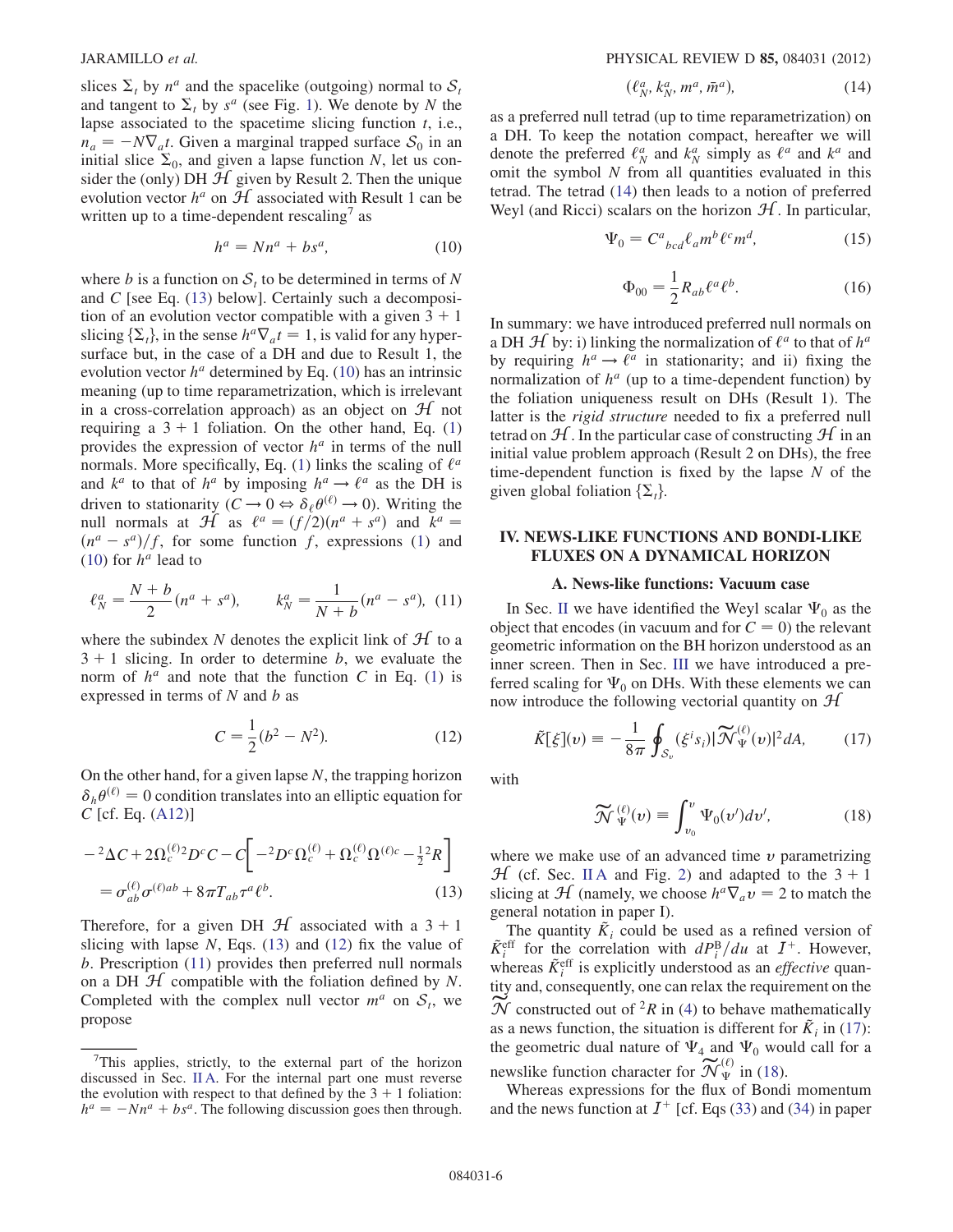slices $\Sigma_t$ by $n^a$ and the spacelike (outgoing) normal to $\mathcal{S}_t$ and tangent to $\Sigma_t$ by $s^a$ (see Fig. 1). We denote by $N$ the lapse associated to the spacetime slicing function $t$, i.e., $n_a = -N\nabla_a t$. Given a marginal trapped surface $\mathcal{S}_0$ in an initial slice $\Sigma_0$, and given a lapse function $N$, let us consider the (only) DH $\mathcal{H}$ given by Result 2. Then the unique evolution vector $h^a$ on $\mathcal{H}$ associated with Result 1 can be written up to a time-dependent rescaling[7] as

$$h^a = Nn^a + bs^a, \tag{10}$$

where $b$ is a function on $\mathcal{S}_t$ to be determined in terms of $N$ and $C$ [see Eq. (13) below]. Certainly such a decomposition of an evolution vector compatible with a given 3 + 1 slicing $\{\Sigma_t\}$, in the sense $h^a\nabla_a t = 1$, is valid for any hypersurface but, in the case of a DH and due to Result 1, the evolution vector $h^a$ determined by Eq. (10) has an intrinsic meaning (up to time reparametrization, which is irrelevant in a cross-correlation approach) as an object on $\mathcal{H}$ not requiring a 3 + 1 foliation. On the other hand, Eq. (1) provides the expression of vector $h^a$ in terms of the null normals. More specifically, Eq. (1) links the scaling of $\ell^a$ and $k^a$ to that of $h^a$ by imposing $h^a \to \ell^a$ as the DH is driven to stationarity ($C \to 0 \Leftrightarrow \delta_\ell \theta^{(\ell)} \to 0$). Writing the null normals at $\mathcal{H}$ as $\ell^a = (f/2)(n^a + s^a)$ and $k^a = (n^a - s^a)/f$, for some function $f$, expressions (1) and (10) for $h^a$ lead to

$$\ell^a_N = \frac{N+b}{2}(n^a + s^a), \qquad k^a_N = \frac{1}{N+b}(n^a - s^a), \tag{11}$$

where the subindex $N$ denotes the explicit link of $\mathcal{H}$ to a 3 + 1 slicing. In order to determine $b$, we evaluate the norm of $h^a$ and note that the function $C$ in Eq. (1) is expressed in terms of $N$ and $b$ as

$$C = \frac{1}{2}(b^2 - N^2). \tag{12}$$

On the other hand, for a given lapse $N$, the trapping horizon $\delta_h \theta^{(\ell)} = 0$ condition translates into an elliptic equation for $C$ [cf. Eq. (A12)]

$$-{}^2\Delta C + 2\Omega^{(\ell)2}_c D^c C - C\left[-{}^2D^c\Omega^{(\ell)}_c + \Omega^{(\ell)}_c \Omega^{(\ell)c} - \tfrac{1}{2}{}^2R\right] = \sigma^{(\ell)}_{ab}\sigma^{(\ell)ab} + 8\pi T_{ab}\tau^a\ell^b. \tag{13}$$

Therefore, for a given DH $\mathcal{H}$ associated with a 3 + 1 slicing with lapse $N$, Eqs. (13) and (12) fix the value of $b$. Prescription (11) provides then preferred null normals on a DH $\mathcal{H}$ compatible with the foliation defined by $N$. Completed with the complex null vector $m^a$ on $\mathcal{S}_t$, we propose

$$(\ell^a_N, k^a_N, m^a, \bar{m}^a), \tag{14}$$

as a preferred null tetrad (up to time reparametrization) on a DH. To keep the notation compact, hereafter we will denote the preferred $\ell^a_N$ and $k^a_N$ simply as $\ell^a$ and $k^a$ and omit the symbol $N$ from all quantities evaluated in this tetrad. The tetrad (14) then leads to a notion of preferred Weyl (and Ricci) scalars on the horizon $\mathcal{H}$. In particular,

$$\Psi_0 = C^a{}_{bcd}\ell_a m^b \ell^c m^d, \tag{15}$$

$$\Phi_{00} = \frac{1}{2}R_{ab}\ell^a\ell^b. \tag{16}$$

In summary: we have introduced preferred null normals on a DH $\mathcal{H}$ by: i) linking the normalization of $\ell^a$ to that of $h^a$ by requiring $h^a \to \ell^a$ in stationarity; and ii) fixing the normalization of $h^a$ (up to a time-dependent function) by the foliation uniqueness result on DHs (Result 1). The latter is the *rigid structure* needed to fix a preferred null tetrad on $\mathcal{H}$. In the particular case of constructing $\mathcal{H}$ in an initial value problem approach (Result 2 on DHs), the free time-dependent function is fixed by the lapse $N$ of the given global foliation $\{\Sigma_t\}$.

## IV. NEWS-LIKE FUNCTIONS AND BONDI-LIKE FLUXES ON A DYNAMICAL HORIZON

### A. News-like functions: Vacuum case

In Sec. II we have identified the Weyl scalar $\Psi_0$ as the object that encodes (in vacuum and for $C = 0$) the relevant geometric information on the BH horizon understood as an inner screen. Then in Sec. III we have introduced a preferred scaling for $\Psi_0$ on DHs. With these elements we can now introduce the following vectorial quantity on $\mathcal{H}$

$$\tilde{K}[\xi](v) \equiv -\frac{1}{8\pi}\oint_{\mathcal{S}_v} (\xi^i s_i)|\widetilde{\mathcal{N}}^{(\ell)}_\Psi(v)|^2 dA, \tag{17}$$

with

$$\widetilde{\mathcal{N}}^{(\ell)}_\Psi(v) \equiv \int_{v_0}^{v} \Psi_0(v')dv', \tag{18}$$

where we make use of an advanced time $v$ parametrizing $\mathcal{H}$ (cf. Sec. II A and Fig. 2) and adapted to the 3 + 1 slicing at $\mathcal{H}$ (namely, we choose $h^a\nabla_a v = 2$ to match the general notation in paper I).

The quantity $\tilde{K}_i$ could be used as a refined version of $\tilde{K}^{\mathrm{eff}}_i$ for the correlation with $dP^{\mathrm{B}}_i/du$ at $\mathcal{I}^+$. However, whereas $\tilde{K}^{\mathrm{eff}}_i$ is explicitly understood as an *effective* quantity and, consequently, one can relax the requirement on the $\widetilde{\mathcal{N}}$ constructed out of ${}^2R$ in (4) to behave mathematically as a news function, the situation is different for $\tilde{K}_i$ in (17): the geometric dual nature of $\Psi_4$ and $\Psi_0$ would call for a newslike function character for $\widetilde{\mathcal{N}}^{(\ell)}_\Psi$ in (18).

Whereas expressions for the flux of Bondi momentum and the news function at $\mathcal{I}^+$ [cf. Eqs (33) and (34) in paper

---

[7] This applies, strictly, to the external part of the horizon discussed in Sec. II A. For the internal part one must reverse the evolution with respect to that defined by the 3 + 1 foliation: $h^a = -Nn^a + bs^a$. The following discussion goes then through.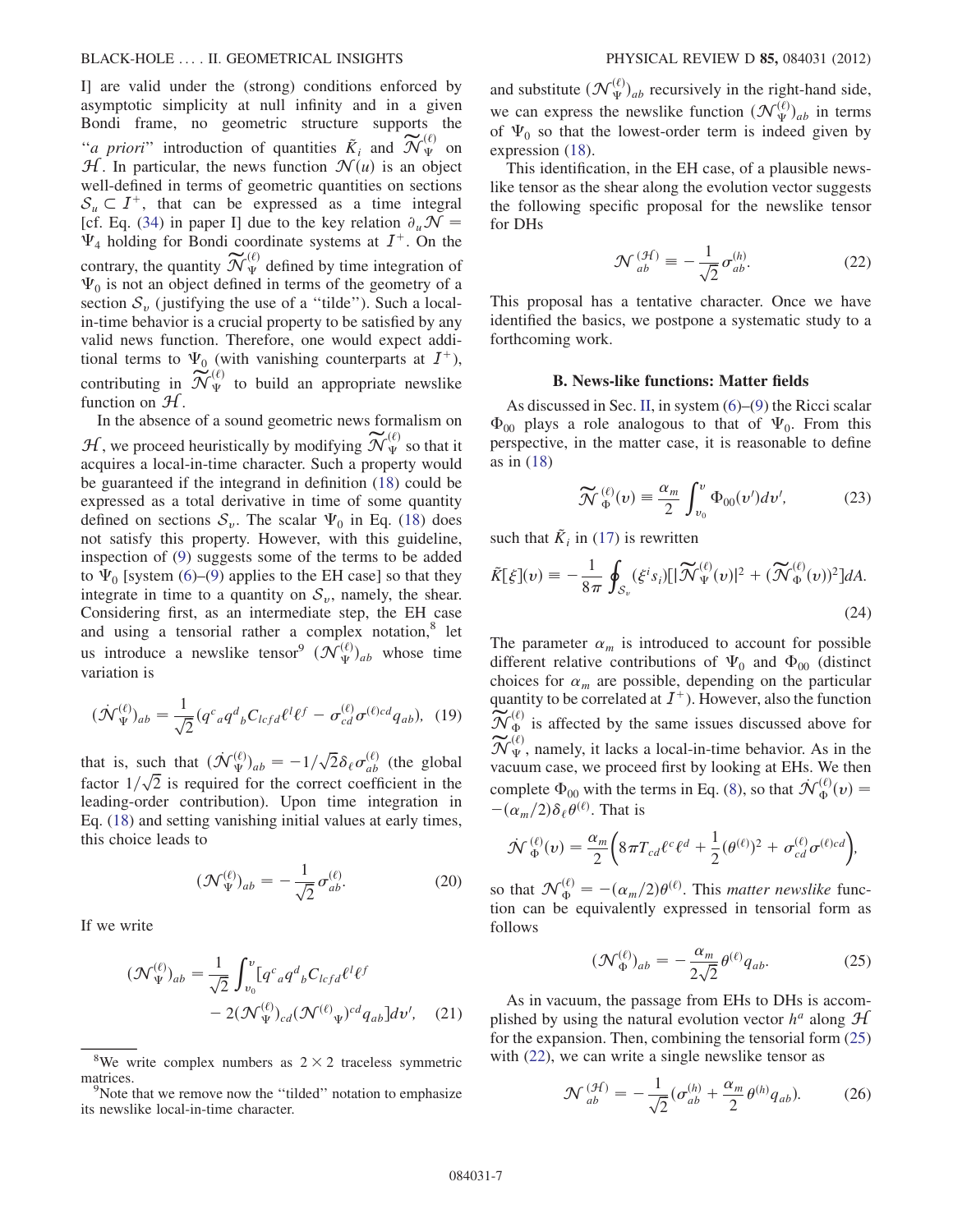I] are valid under the (strong) conditions enforced by asymptotic simplicity at null infinity and in a given Bondi frame, no geometric structure supports the "*a priori*" introduction of quantities $\tilde{K}_i$ and $\widetilde{\mathcal{N}}_\Psi^{(\ell)}$ on $\mathcal{H}$. In particular, the news function $\mathcal{N}(u)$ is an object well-defined in terms of geometric quantities on sections $\mathcal{S}_u \subset \mathcal{I}^+$, that can be expressed as a time integral [cf. Eq. (34) in paper I] due to the key relation $\partial_u \mathcal{N} = \Psi_4$ holding for Bondi coordinate systems at $\mathcal{I}^+$. On the contrary, the quantity $\widetilde{\mathcal{N}}_\Psi^{(\ell)}$ defined by time integration of $\Psi_0$ is not an object defined in terms of the geometry of a section $\mathcal{S}_v$ (justifying the use of a "tilde"). Such a local-in-time behavior is a crucial property to be satisfied by any valid news function. Therefore, one would expect additional terms to $\Psi_0$ (with vanishing counterparts at $\mathcal{I}^+$), contributing in $\widetilde{\mathcal{N}}_\Psi^{(\ell)}$ to build an appropriate newslike function on $\mathcal{H}$.

In the absence of a sound geometric news formalism on $\mathcal{H}$, we proceed heuristically by modifying $\widetilde{\mathcal{N}}_\Psi^{(\ell)}$ so that it acquires a local-in-time character. Such a property would be guaranteed if the integrand in definition (18) could be expressed as a total derivative in time of some quantity defined on sections $\mathcal{S}_v$. The scalar $\Psi_0$ in Eq. (18) does not satisfy this property. However, with this guideline, inspection of (9) suggests some of the terms to be added to $\Psi_0$ [system (6)–(9) applies to the EH case] so that they integrate in time to a quantity on $\mathcal{S}_v$, namely, the shear. Considering first, as an intermediate step, the EH case and using a tensorial rather a complex notation,[8] let us introduce a newslike tensor[9] $(\mathcal{N}_\Psi^{(\ell)})_{ab}$ whose time variation is

$$(\dot{\mathcal{N}}_\Psi^{(\ell)})_{ab} = \frac{1}{\sqrt{2}}(q^c{}_a q^d{}_b C_{lcfd}\ell^l \ell^f - \sigma_{cd}^{(\ell)}\sigma^{(\ell)cd}q_{ab}), \quad (19)$$

that is, such that $(\dot{\mathcal{N}}_\Psi^{(\ell)})_{ab} = -1/\sqrt{2}\delta_\ell \sigma_{ab}^{(\ell)}$ (the global factor $1/\sqrt{2}$ is required for the correct coefficient in the leading-order contribution). Upon time integration in Eq. (18) and setting vanishing initial values at early times, this choice leads to

$$(\mathcal{N}_\Psi^{(\ell)})_{ab} = -\frac{1}{\sqrt{2}}\sigma_{ab}^{(\ell)}. \quad (20)$$

If we write

$$(\mathcal{N}_\Psi^{(\ell)})_{ab} = \frac{1}{\sqrt{2}}\int_{v_0}^{v}[q^c{}_a q^d{}_b C_{lcfd}\ell^l\ell^f - 2(\mathcal{N}_\Psi^{(\ell)})_{cd}(\mathcal{N}^{(\ell)}{}_\Psi)^{cd}q_{ab}]dv', \quad (21)$$

and substitute $(\mathcal{N}_\Psi^{(\ell)})_{ab}$ recursively in the right-hand side, we can express the newslike function $(\mathcal{N}_\Psi^{(\ell)})_{ab}$ in terms of $\Psi_0$ so that the lowest-order term is indeed given by expression (18).

This identification, in the EH case, of a plausible newslike tensor as the shear along the evolution vector suggests the following specific proposal for the newslike tensor for DHs

$$\mathcal{N}_{ab}^{(\mathcal{H})} \equiv -\frac{1}{\sqrt{2}}\sigma_{ab}^{(h)}. \quad (22)$$

This proposal has a tentative character. Once we have identified the basics, we postpone a systematic study to a forthcoming work.

### B. News-like functions: Matter fields

As discussed in Sec. II, in system (6)–(9) the Ricci scalar $\Phi_{00}$ plays a role analogous to that of $\Psi_0$. From this perspective, in the matter case, it is reasonable to define as in (18)

$$\widetilde{\mathcal{N}}_\Phi^{(\ell)}(v) \equiv \frac{\alpha_m}{2}\int_{v_0}^{v}\Phi_{00}(v')dv', \quad (23)$$

such that $\tilde{K}_i$ in (17) is rewritten

$$\tilde{K}[\xi](v) \equiv -\frac{1}{8\pi}\oint_{\mathcal{S}_v}(\xi^i s_i)[|\widetilde{\mathcal{N}}_\Psi^{(\ell)}(v)|^2 + (\widetilde{\mathcal{N}}_\Phi^{(\ell)}(v))^2]dA. \quad (24)$$

The parameter $\alpha_m$ is introduced to account for possible different relative contributions of $\Psi_0$ and $\Phi_{00}$ (distinct choices for $\alpha_m$ are possible, depending on the particular quantity to be correlated at $\mathcal{I}^+$). However, also the function $\widetilde{\mathcal{N}}_\Phi^{(\ell)}$ is affected by the same issues discussed above for $\widetilde{\mathcal{N}}_\Psi^{(\ell)}$, namely, it lacks a local-in-time behavior. As in the vacuum case, we proceed first by looking at EHs. We then complete $\Phi_{00}$ with the terms in Eq. (8), so that $\dot{\mathcal{N}}_\Phi^{(\ell)}(v) = -(\alpha_m/2)\delta_\ell\theta^{(\ell)}$. That is

$$\dot{\mathcal{N}}_\Phi^{(\ell)}(v) = \frac{\alpha_m}{2}\left(8\pi T_{cd}\ell^c\ell^d + \frac{1}{2}(\theta^{(\ell)})^2 + \sigma_{cd}^{(\ell)}\sigma^{(\ell)cd}\right),$$

so that $\mathcal{N}_\Phi^{(\ell)} = -(\alpha_m/2)\theta^{(\ell)}$. This *matter newslike* function can be equivalently expressed in tensorial form as follows

$$(\mathcal{N}_\Phi^{(\ell)})_{ab} = -\frac{\alpha_m}{2\sqrt{2}}\theta^{(\ell)}q_{ab}. \quad (25)$$

As in vacuum, the passage from EHs to DHs is accomplished by using the natural evolution vector $h^a$ along $\mathcal{H}$ for the expansion. Then, combining the tensorial form (25) with (22), we can write a single newslike tensor as

$$\mathcal{N}_{ab}^{(\mathcal{H})} = -\frac{1}{\sqrt{2}}\left(\sigma_{ab}^{(h)} + \frac{\alpha_m}{2}\theta^{(h)}q_{ab}\right). \quad (26)$$

---

[8] We write complex numbers as $2 \times 2$ traceless symmetric matrices.

[9] Note that we remove now the "tilded" notation to emphasize its newslike local-in-time character.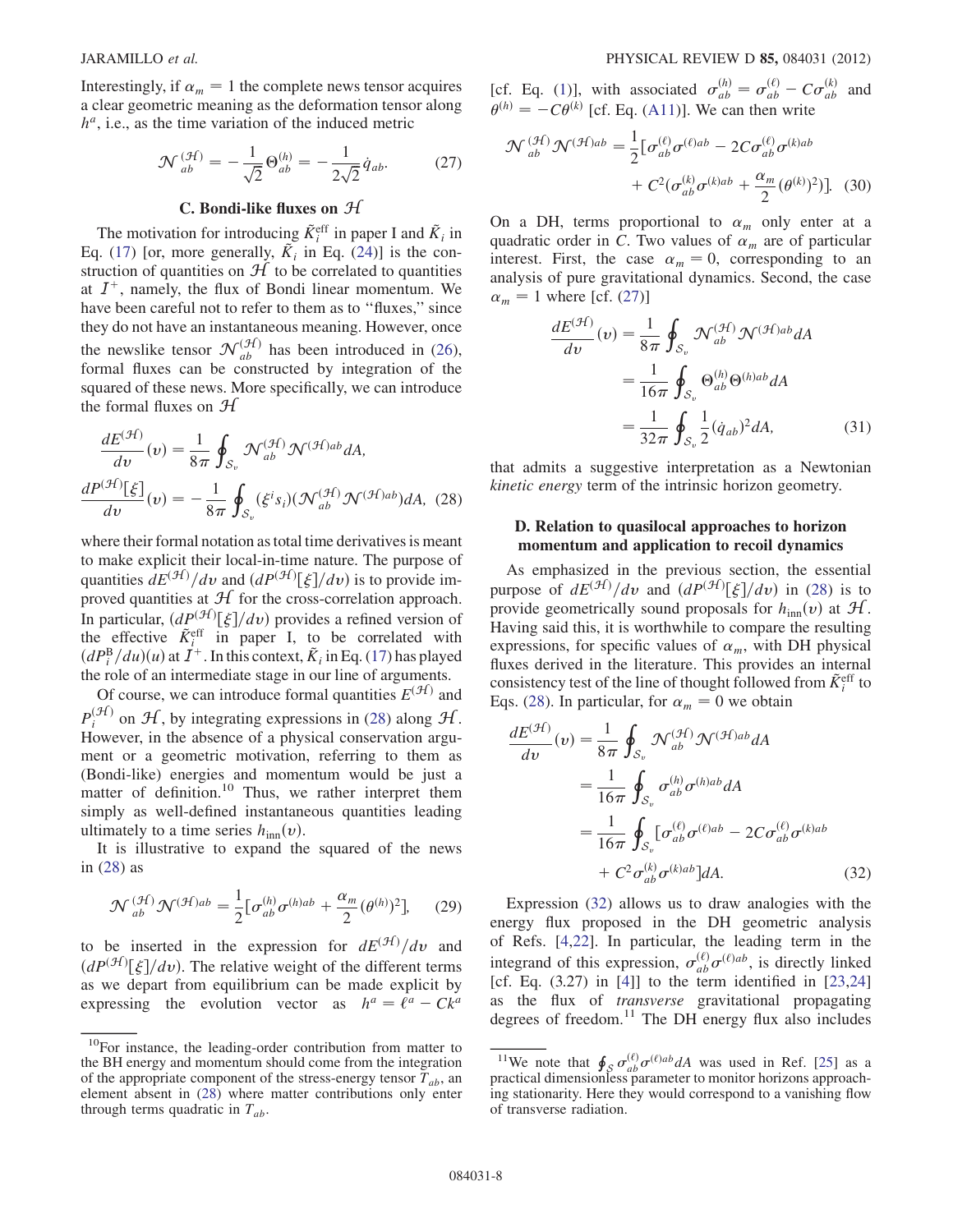Interestingly, if $\alpha_m = 1$ the complete news tensor acquires a clear geometric meaning as the deformation tensor along $h^a$, i.e., as the time variation of the induced metric

$$\mathcal{N}^{(\mathcal{H})}_{ab} = -\frac{1}{\sqrt{2}}\Theta^{(h)}_{ab} = -\frac{1}{2\sqrt{2}}\dot{q}_{ab}. \quad (27)$$

### C. Bondi-like fluxes on $\mathcal{H}$

The motivation for introducing $\tilde{K}^{\rm eff}_i$ in paper I and $\tilde{K}_i$ in Eq. (17) [or, more generally, $\tilde{K}_i$ in Eq. (24)] is the construction of quantities on $\mathcal{H}$ to be correlated to quantities at $\mathcal{I}^+$, namely, the flux of Bondi linear momentum. We have been careful not to refer to them as "fluxes," since they do not have an instantaneous meaning. However, once the newslike tensor $\mathcal{N}^{(\mathcal{H})}_{ab}$ has been introduced in (26), formal fluxes can be constructed by integration of the squared of these news. More specifically, we can introduce the formal fluxes on $\mathcal{H}$

$$\frac{dE^{(\mathcal{H})}}{dv}(v) = \frac{1}{8\pi}\oint_{\mathcal{S}_v}\mathcal{N}^{(\mathcal{H})}_{ab}\mathcal{N}^{(\mathcal{H})ab}dA,$$
$$\frac{dP^{(\mathcal{H})}[\xi]}{dv}(v) = -\frac{1}{8\pi}\oint_{\mathcal{S}_v}(\xi^i s_i)(\mathcal{N}^{(\mathcal{H})}_{ab}\mathcal{N}^{(\mathcal{H})ab})dA, \quad (28)$$

where their formal notation as total time derivatives is meant to make explicit their local-in-time nature. The purpose of quantities $dE^{(\mathcal{H})}/dv$ and $(dP^{(\mathcal{H})}[\xi]/dv)$ is to provide improved quantities at $\mathcal{H}$ for the cross-correlation approach. In particular, $(dP^{(\mathcal{H})}[\xi]/dv)$ provides a refined version of the effective $\tilde{K}^{\rm eff}_i$ in paper I, to be correlated with $(dP^{\rm B}_i/du)(u)$ at $\mathcal{I}^+$. In this context, $\tilde{K}_i$ in Eq. (17) has played the role of an intermediate stage in our line of arguments.

Of course, we can introduce formal quantities $E^{(\mathcal{H})}$ and $P^{(\mathcal{H})}_i$ on $\mathcal{H}$, by integrating expressions in (28) along $\mathcal{H}$. However, in the absence of a physical conservation argument or a geometric motivation, referring to them as (Bondi-like) energies and momentum would be just a matter of definition.[10] Thus, we rather interpret them simply as well-defined instantaneous quantities leading ultimately to a time series $h_{\rm inn}(v)$.

It is illustrative to expand the squared of the news in (28) as

$$\mathcal{N}^{(\mathcal{H})}_{ab}\mathcal{N}^{(\mathcal{H})ab} = \frac{1}{2}\Big[\sigma^{(h)}_{ab}\sigma^{(h)ab} + \frac{\alpha_m}{2}(\theta^{(h)})^2\Big], \quad (29)$$

to be inserted in the expression for $dE^{(\mathcal{H})}/dv$ and $(dP^{(\mathcal{H})}[\xi]/dv)$. The relative weight of the different terms as we depart from equilibrium can be made explicit by expressing the evolution vector as $h^a = \ell^a - Ck^a$ [cf. Eq. (1)], with associated $\sigma^{(h)}_{ab} = \sigma^{(\ell)}_{ab} - C\sigma^{(k)}_{ab}$ and $\theta^{(h)} = -C\theta^{(k)}$ [cf. Eq. (A11)]. We can then write

$$\mathcal{N}^{(\mathcal{H})}_{ab}\mathcal{N}^{(\mathcal{H})ab} = \frac{1}{2}\Big[\sigma^{(\ell)}_{ab}\sigma^{(\ell)ab} - 2C\sigma^{(\ell)}_{ab}\sigma^{(k)ab} + C^2\Big(\sigma^{(k)}_{ab}\sigma^{(k)ab} + \frac{\alpha_m}{2}(\theta^{(k)})^2\Big)\Big]. \quad (30)$$

On a DH, terms proportional to $\alpha_m$ only enter at a quadratic order in $C$. Two values of $\alpha_m$ are of particular interest. First, the case $\alpha_m = 0$, corresponding to an analysis of pure gravitational dynamics. Second, the case $\alpha_m = 1$ where [cf. (27)]

$$\frac{dE^{(\mathcal{H})}}{dv}(v) = \frac{1}{8\pi}\oint_{\mathcal{S}_v}\mathcal{N}^{(\mathcal{H})}_{ab}\mathcal{N}^{(\mathcal{H})ab}dA = \frac{1}{16\pi}\oint_{\mathcal{S}_v}\Theta^{(h)}_{ab}\Theta^{(h)ab}dA = \frac{1}{32\pi}\oint_{\mathcal{S}_v}\frac{1}{2}(\dot{q}_{ab})^2dA, \quad (31)$$

that admits a suggestive interpretation as a Newtonian *kinetic energy* term of the intrinsic horizon geometry.

### D. Relation to quasilocal approaches to horizon momentum and application to recoil dynamics

As emphasized in the previous section, the essential purpose of $dE^{(\mathcal{H})}/dv$ and $(dP^{(\mathcal{H})}[\xi]/dv)$ in (28) is to provide geometrically sound proposals for $h_{\rm inn}(v)$ at $\mathcal{H}$. Having said this, it is worthwhile to compare the resulting expressions, for specific values of $\alpha_m$, with DH physical fluxes derived in the literature. This provides an internal consistency test of the line of thought followed from $\tilde{K}^{\rm eff}_i$ to Eqs. (28). In particular, for $\alpha_m = 0$ we obtain

$$\frac{dE^{(\mathcal{H})}}{dv}(v) = \frac{1}{8\pi}\oint_{\mathcal{S}_v}\mathcal{N}^{(\mathcal{H})}_{ab}\mathcal{N}^{(\mathcal{H})ab}dA = \frac{1}{16\pi}\oint_{\mathcal{S}_v}\sigma^{(h)}_{ab}\sigma^{(h)ab}dA = \frac{1}{16\pi}\oint_{\mathcal{S}_v}[\sigma^{(\ell)}_{ab}\sigma^{(\ell)ab} - 2C\sigma^{(\ell)}_{ab}\sigma^{(k)ab} + C^2\sigma^{(k)}_{ab}\sigma^{(k)ab}]dA. \quad (32)$$

Expression (32) allows us to draw analogies with the energy flux proposed in the DH geometric analysis of Refs. [4,22]. In particular, the leading term in the integrand of this expression, $\sigma^{(\ell)}_{ab}\sigma^{(\ell)ab}$, is directly linked [cf. Eq. (3.27) in [4]] to the term identified in [23,24] as the flux of *transverse* gravitational propagating degrees of freedom.[11] The DH energy flux also includes

---

[10] For instance, the leading-order contribution from matter to the BH energy and momentum should come from the integration of the appropriate component of the stress-energy tensor $T_{ab}$, an element absent in (28) where matter contributions only enter through terms quadratic in $T_{ab}$.

[11] We note that $\oint_S \sigma^{(\ell)}_{ab}\sigma^{(\ell)ab}dA$ was used in Ref. [25] as a practical dimensionless parameter to monitor horizons approaching stationarity. Here they would correspond to a vanishing flow of transverse radiation.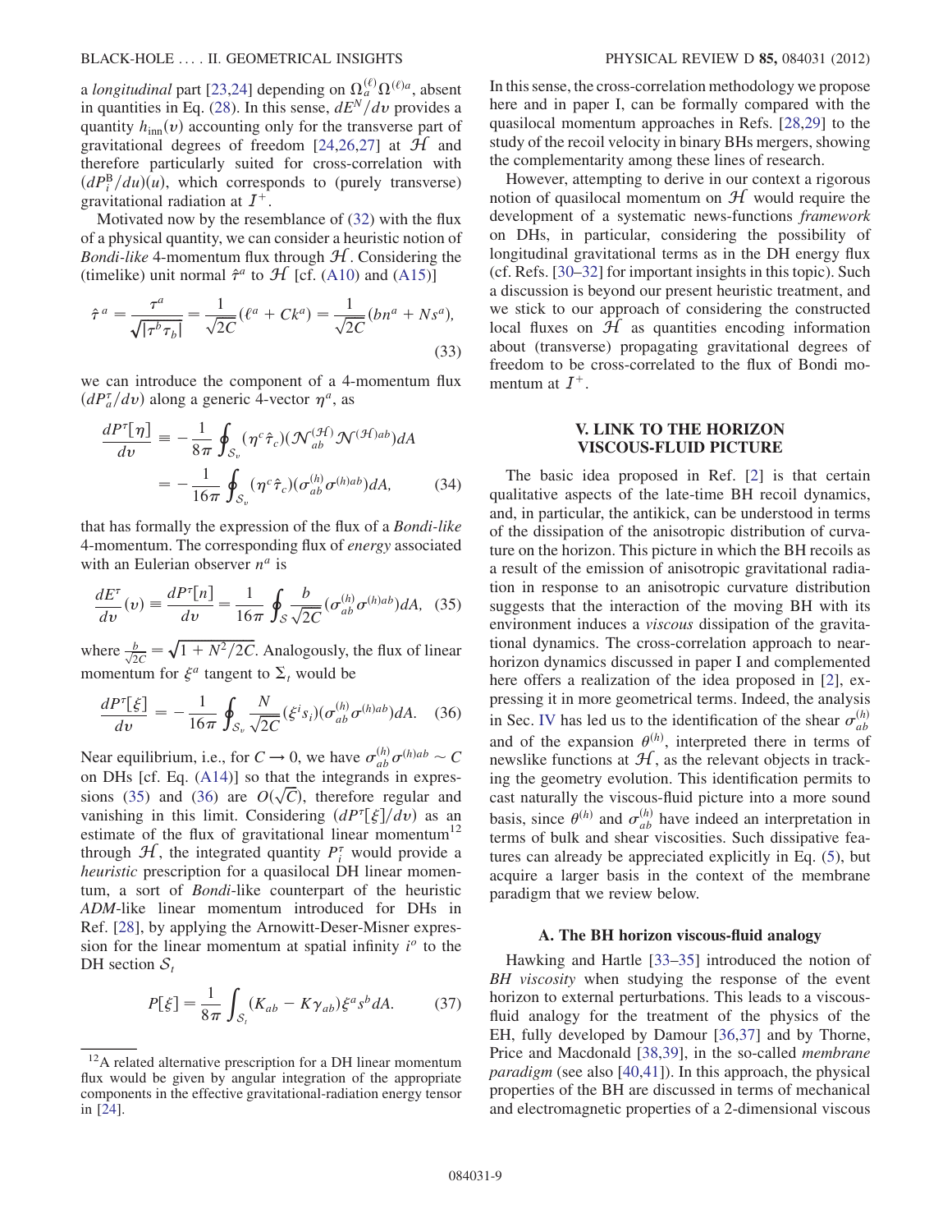a *longitudinal* part [23,24] depending on $\Omega_a^{(\ell)}\Omega^{(\ell)a}$, absent in quantities in Eq. (28). In this sense, $dE^N/dv$ provides a quantity $h_{\rm inn}(v)$ accounting only for the transverse part of gravitational degrees of freedom [24,26,27] at $\mathcal{H}$ and therefore particularly suited for cross-correlation with $(dP_i^{\rm B}/du)(u)$, which corresponds to (purely transverse) gravitational radiation at $\mathcal{I}^+$.

Motivated now by the resemblance of (32) with the flux of a physical quantity, we can consider a heuristic notion of *Bondi-like* 4-momentum flux through $\mathcal{H}$. Considering the (timelike) unit normal $\hat{\tau}^a$ to $\mathcal{H}$ [cf. (A10) and (A15)]

$$\hat{\tau}^a = \frac{\tau^a}{\sqrt{|\tau^b\tau_b|}} = \frac{1}{\sqrt{2C}}(\ell^a + Ck^a) = \frac{1}{\sqrt{2C}}(bn^a + Ns^a), \tag{33}$$

we can introduce the component of a 4-momentum flux $(dP_a^\tau/dv)$ along a generic 4-vector $\eta^a$, as

$$\begin{aligned}\frac{dP^\tau[\eta]}{dv} &\equiv -\frac{1}{8\pi}\oint_{\mathcal{S}_v}(\eta^c\hat{\tau}_c)(\mathcal{N}_{ab}^{(\mathcal{H})}\mathcal{N}^{(\mathcal{H})ab})dA \\ &= -\frac{1}{16\pi}\oint_{\mathcal{S}_v}(\eta^c\hat{\tau}_c)(\sigma_{ab}^{(h)}\sigma^{(h)ab})dA,\end{aligned} \tag{34}$$

that has formally the expression of the flux of a *Bondi-like* 4-momentum. The corresponding flux of *energy* associated with an Eulerian observer $n^a$ is

$$\frac{dE^\tau}{dv}(v) \equiv \frac{dP^\tau[n]}{dv} = \frac{1}{16\pi}\oint_{\mathcal{S}}\frac{b}{\sqrt{2C}}(\sigma_{ab}^{(h)}\sigma^{(h)ab})dA, \tag{35}$$

where $\frac{b}{\sqrt{2C}} = \sqrt{1 + N^2/2C}$. Analogously, the flux of linear momentum for $\xi^a$ tangent to $\Sigma_t$ would be

$$\frac{dP^\tau[\xi]}{dv} = -\frac{1}{16\pi}\oint_{\mathcal{S}_v}\frac{N}{\sqrt{2C}}(\xi^i s_i)(\sigma_{ab}^{(h)}\sigma^{(h)ab})dA. \tag{36}$$

Near equilibrium, i.e., for $C \to 0$, we have $\sigma_{ab}^{(h)}\sigma^{(h)ab} \sim C$ on DHs [cf. Eq. (A14)] so that the integrands in expressions (35) and (36) are $O(\sqrt{C})$, therefore regular and vanishing in this limit. Considering $(dP^\tau[\xi]/dv)$ as an estimate of the flux of gravitational linear momentum[12] through $\mathcal{H}$, the integrated quantity $P_i^\tau$ would provide a *heuristic* prescription for a quasilocal DH linear momentum, a sort of *Bondi*-like counterpart of the heuristic *ADM*-like linear momentum introduced for DHs in Ref. [28], by applying the Arnowitt-Deser-Misner expression for the linear momentum at spatial infinity $i^o$ to the DH section $\mathcal{S}_t$

$$P[\xi] = \frac{1}{8\pi}\int_{\mathcal{S}_t}(K_{ab} - K\gamma_{ab})\xi^a s^b dA. \tag{37}$$

[12] A related alternative prescription for a DH linear momentum flux would be given by angular integration of the appropriate components in the effective gravitational-radiation energy tensor in [24].

In this sense, the cross-correlation methodology we propose here and in paper I, can be formally compared with the quasilocal momentum approaches in Refs. [28,29] to the study of the recoil velocity in binary BHs mergers, showing the complementarity among these lines of research.

However, attempting to derive in our context a rigorous notion of quasilocal momentum on $\mathcal{H}$ would require the development of a systematic news-functions *framework* on DHs, in particular, considering the possibility of longitudinal gravitational terms as in the DH energy flux (cf. Refs. [30–32] for important insights in this topic). Such a discussion is beyond our present heuristic treatment, and we stick to our approach of considering the constructed local fluxes on $\mathcal{H}$ as quantities encoding information about (transverse) propagating gravitational degrees of freedom to be cross-correlated to the flux of Bondi momentum at $\mathcal{I}^+$.

## V. LINK TO THE HORIZON VISCOUS-FLUID PICTURE

The basic idea proposed in Ref. [2] is that certain qualitative aspects of the late-time BH recoil dynamics, and, in particular, the antikick, can be understood in terms of the dissipation of the anisotropic distribution of curvature on the horizon. This picture in which the BH recoils as a result of the emission of anisotropic gravitational radiation in response to an anisotropic curvature distribution suggests that the interaction of the moving BH with its environment induces a *viscous* dissipation of the gravitational dynamics. The cross-correlation approach to near-horizon dynamics discussed in paper I and complemented here offers a realization of the idea proposed in [2], expressing it in more geometrical terms. Indeed, the analysis in Sec. IV has led us to the identification of the shear $\sigma_{ab}^{(h)}$ and of the expansion $\theta^{(h)}$, interpreted there in terms of newslike functions at $\mathcal{H}$, as the relevant objects in tracking the geometry evolution. This identification permits to cast naturally the viscous-fluid picture into a more sound basis, since $\theta^{(h)}$ and $\sigma_{ab}^{(h)}$ have indeed an interpretation in terms of bulk and shear viscosities. Such dissipative features can already be appreciated explicitly in Eq. (5), but acquire a larger basis in the context of the membrane paradigm that we review below.

### A. The BH horizon viscous-fluid analogy

Hawking and Hartle [33–35] introduced the notion of *BH viscosity* when studying the response of the event horizon to external perturbations. This leads to a viscous-fluid analogy for the treatment of the physics of the EH, fully developed by Damour [36,37] and by Thorne, Price and Macdonald [38,39], in the so-called *membrane paradigm* (see also [40,41]). In this approach, the physical properties of the BH are discussed in terms of mechanical and electromagnetic properties of a 2-dimensional viscous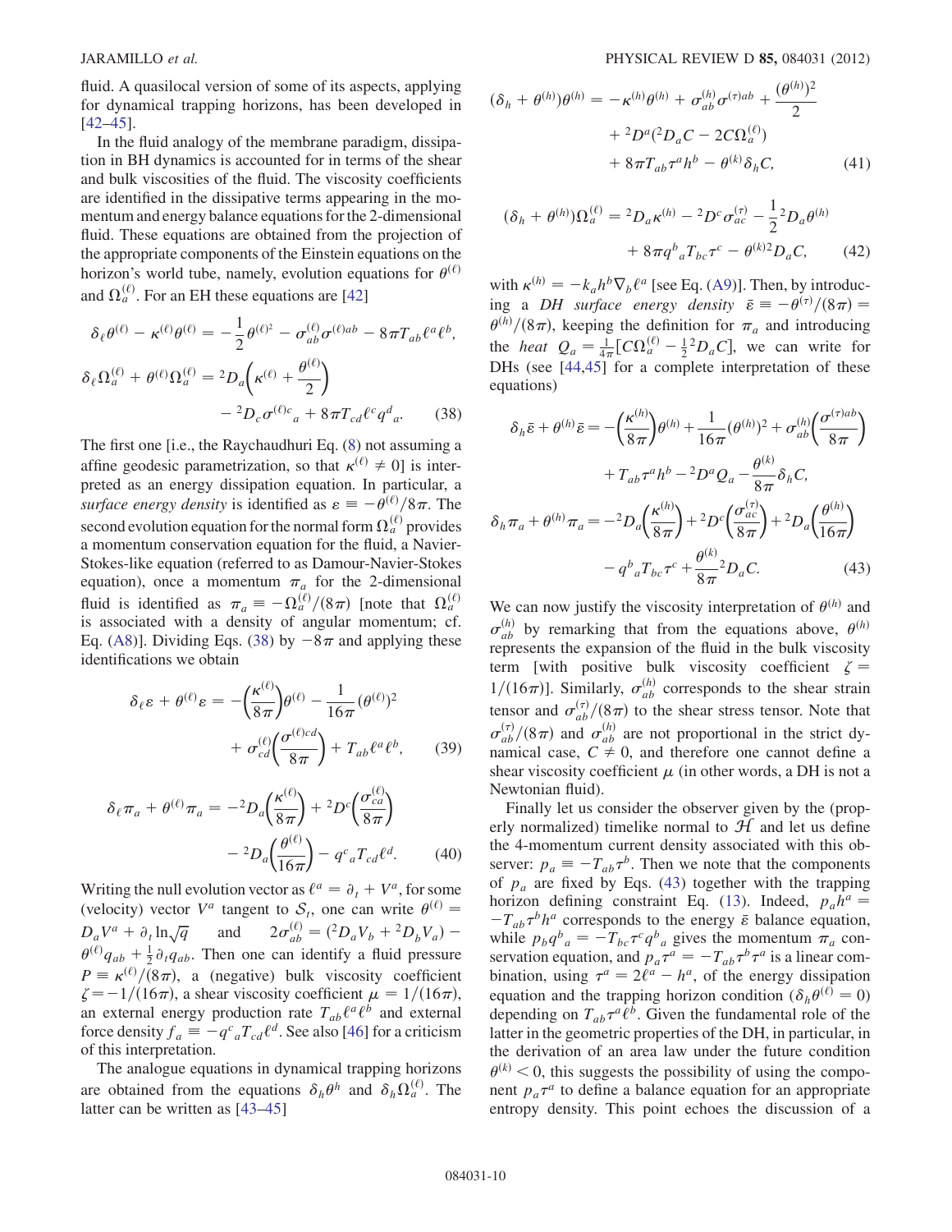fluid. A quasilocal version of some of its aspects, applying for dynamical trapping horizons, has been developed in [42–45].

In the fluid analogy of the membrane paradigm, dissipation in BH dynamics is accounted for in terms of the shear and bulk viscosities of the fluid. The viscosity coefficients are identified in the dissipative terms appearing in the momentum and energy balance equations for the 2-dimensional fluid. These equations are obtained from the projection of the appropriate components of the Einstein equations on the horizon's world tube, namely, evolution equations for $\theta^{(\ell)}$ and $\Omega_a^{(\ell)}$. For an EH these equations are [42]

$$
\begin{aligned}
\delta_\ell \theta^{(\ell)} - \kappa^{(\ell)}\theta^{(\ell)} &= -\frac{1}{2}\theta^{(\ell)2} - \sigma^{(\ell)}_{ab}\sigma^{(\ell)ab} - 8\pi T_{ab}\ell^a\ell^b, \\
\delta_\ell \Omega^{(\ell)}_a + \theta^{(\ell)}\Omega^{(\ell)}_a &= {}^2D_a\left(\kappa^{(\ell)} + \frac{\theta^{(\ell)}}{2}\right) \\
&\quad - {}^2D_c\sigma^{(\ell)c}{}_a + 8\pi T_{cd}\ell^c q^d{}_a. \qquad (38)
\end{aligned}
$$

The first one [i.e., the Raychaudhuri Eq. (8) not assuming a affine geodesic parametrization, so that $\kappa^{(\ell)} \neq 0$] is interpreted as an energy dissipation equation. In particular, a *surface energy density* is identified as $\varepsilon \equiv -\theta^{(\ell)}/8\pi$. The second evolution equation for the normal form $\Omega_a^{(\ell)}$ provides a momentum conservation equation for the fluid, a Navier-Stokes-like equation (referred to as Damour-Navier-Stokes equation), once a momentum $\pi_a$ for the 2-dimensional fluid is identified as $\pi_a \equiv -\Omega_a^{(\ell)}/(8\pi)$ [note that $\Omega_a^{(\ell)}$ is associated with a density of angular momentum; cf. Eq. (A8)]. Dividing Eqs. (38) by $-8\pi$ and applying these identifications we obtain

$$
\begin{aligned}
\delta_\ell \varepsilon + \theta^{(\ell)}\varepsilon &= -\left(\frac{\kappa^{(\ell)}}{8\pi}\right)\theta^{(\ell)} - \frac{1}{16\pi}(\theta^{(\ell)})^2 \\
&\quad + \sigma^{(\ell)}_{cd}\left(\frac{\sigma^{(\ell)cd}}{8\pi}\right) + T_{ab}\ell^a\ell^b, \qquad (39)
\end{aligned}
$$

$$
\begin{aligned}
\delta_\ell \pi_a + \theta^{(\ell)}\pi_a &= -{}^2D_a\left(\frac{\kappa^{(\ell)}}{8\pi}\right) + {}^2D^c\left(\frac{\sigma^{(\ell)}_{ca}}{8\pi}\right) \\
&\quad - {}^2D_a\left(\frac{\theta^{(\ell)}}{16\pi}\right) - q^c{}_a T_{cd}\ell^d. \qquad (40)
\end{aligned}
$$

Writing the null evolution vector as $\ell^a = \partial_t + V^a$, for some (velocity) vector $V^a$ tangent to $\mathcal{S}_t$, one can write $\theta^{(\ell)} = D_aV^a + \partial_t \ln\sqrt{q}$ and $2\sigma^{(\ell)}_{ab} = ({}^2D_aV_b + {}^2D_bV_a) - \theta^{(\ell)}q_{ab} + \frac{1}{2}\partial_t q_{ab}$. Then one can identify a fluid pressure $P \equiv \kappa^{(\ell)}/(8\pi)$, a (negative) bulk viscosity coefficient $\zeta = -1/(16\pi)$, a shear viscosity coefficient $\mu = 1/(16\pi)$, an external energy production rate $T_{ab}\ell^a\ell^b$ and external force density $f_a \equiv -q^c{}_aT_{cd}\ell^d$. See also [46] for a criticism of this interpretation.

The analogue equations in dynamical trapping horizons are obtained from the equations $\delta_h\theta^h$ and $\delta_h\Omega_a^{(\ell)}$. The latter can be written as [43–45]

$$
\begin{aligned}
(\delta_h + \theta^{(h)})\theta^{(h)} &= -\kappa^{(h)}\theta^{(h)} + \sigma^{(h)}_{ab}\sigma^{(\tau)ab} + \frac{(\theta^{(h)})^2}{2} \\
&\quad + {}^2D^a({}^2D_aC - 2C\Omega^{(\ell)}_a) \\
&\quad + 8\pi T_{ab}\tau^a h^b - \theta^{(k)}\delta_h C, \qquad (41)
\end{aligned}
$$

$$
\begin{aligned}
(\delta_h + \theta^{(h)})\Omega^{(\ell)}_a &= {}^2D_a\kappa^{(h)} - {}^2D^c\sigma^{(\tau)}_{ac} - \frac{1}{2}{}^2D_a\theta^{(h)} \\
&\quad + 8\pi q^b{}_a T_{bc}\tau^c - \theta^{(k)2}D_aC, \qquad (42)
\end{aligned}
$$

with $\kappa^{(h)} = -k_a h^b\nabla_b\ell^a$ [see Eq. (A9)]. Then, by introducing a *DH surface energy density* $\bar{\varepsilon} \equiv -\theta^{(\tau)}/(8\pi) = \theta^{(h)}/(8\pi)$, keeping the definition for $\pi_a$ and introducing the *heat* $Q_a = \frac{1}{4\pi}[C\Omega^{(\ell)}_a - \frac{1}{2}{}^2D_aC]$, we can write for DHs (see [44,45] for a complete interpretation of these equations)

$$
\begin{aligned}
\delta_h\bar{\varepsilon} + \theta^{(h)}\bar{\varepsilon} &= -\left(\frac{\kappa^{(h)}}{8\pi}\right)\theta^{(h)} + \frac{1}{16\pi}(\theta^{(h)})^2 + \sigma^{(h)}_{ab}\left(\frac{\sigma^{(\tau)ab}}{8\pi}\right) \\
&\quad + T_{ab}\tau^a h^b - {}^2D^aQ_a - \frac{\theta^{(k)}}{8\pi}\delta_hC, \\
\delta_h\pi_a + \theta^{(h)}\pi_a &= -{}^2D_a\left(\frac{\kappa^{(h)}}{8\pi}\right) + {}^2D^c\left(\frac{\sigma^{(\tau)}_{ac}}{8\pi}\right) + {}^2D_a\left(\frac{\theta^{(h)}}{16\pi}\right) \\
&\quad - q^b{}_aT_{bc}\tau^c + \frac{\theta^{(k)}}{8\pi}{}^2D_aC. \qquad (43)
\end{aligned}
$$

We can now justify the viscosity interpretation of $\theta^{(h)}$ and $\sigma^{(h)}_{ab}$ by remarking that from the equations above, $\theta^{(h)}$ represents the expansion of the fluid in the bulk viscosity term [with positive bulk viscosity coefficient $\zeta = 1/(16\pi)$]. Similarly, $\sigma^{(h)}_{ab}$ corresponds to the shear strain tensor and $\sigma^{(\tau)}_{ab}/(8\pi)$ to the shear stress tensor. Note that $\sigma^{(\tau)}_{ab}/(8\pi)$ and $\sigma^{(h)}_{ab}$ are not proportional in the strict dynamical case, $C \neq 0$, and therefore one cannot define a shear viscosity coefficient $\mu$ (in other words, a DH is not a Newtonian fluid).

Finally let us consider the observer given by the (properly normalized) timelike normal to $\mathcal{H}$ and let us define the 4-momentum current density associated with this observer: $p_a = -T_{ab}\tau^b$. Then we note that the components of $p_a$ are fixed by Eqs. (43) together with the trapping horizon defining constraint Eq. (13). Indeed, $p_ah^a = -T_{ab}\tau^bh^a$ corresponds to the energy $\bar{\varepsilon}$ balance equation, while $p_bq^b{}_a = -T_{bc}\tau^cq^b{}_a$ gives the momentum $\pi_a$ conservation equation, and $p_a\tau^a = -T_{ab}\tau^b\tau^a$ is a linear combination, using $\tau^a = 2\ell^a - h^a$, of the energy dissipation equation and the trapping horizon condition $(\delta_h\theta^{(\ell)} = 0)$ depending on $T_{ab}\tau^a\ell^b$. Given the fundamental role of the latter in the geometric properties of the DH, in particular, in the derivation of an area law under the future condition $\theta^{(k)} < 0$, this suggests the possibility of using the component $p_a\tau^a$ to define a balance equation for an appropriate entropy density. This point echoes the discussion of a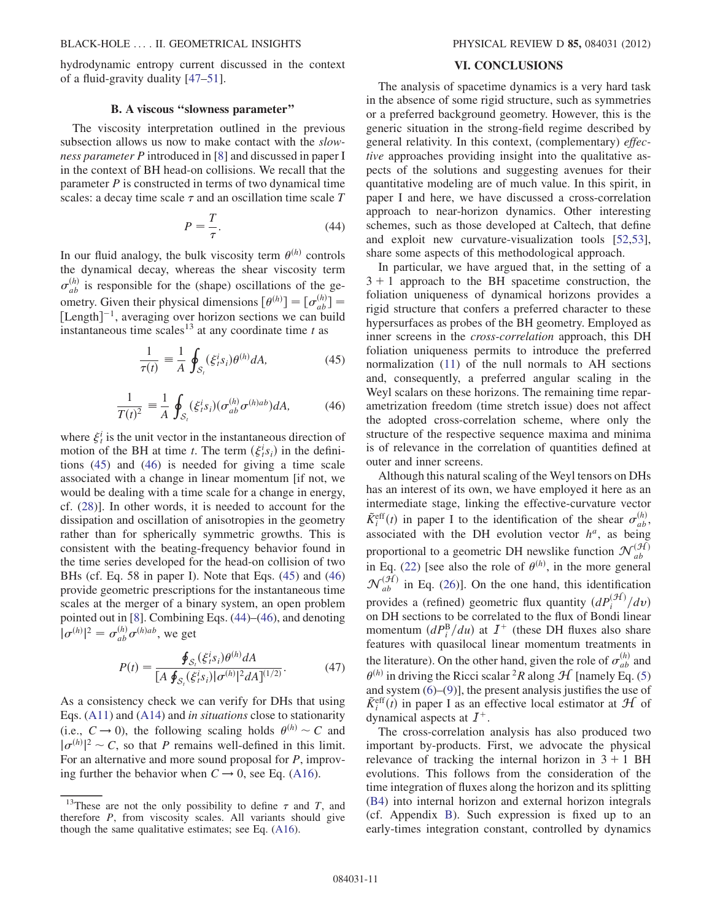hydrodynamic entropy current discussed in the context of a fluid-gravity duality [47–51].

### B. A viscous "slowness parameter"

The viscosity interpretation outlined in the previous subsection allows us now to make contact with the *slowness parameter* $P$ introduced in [8] and discussed in paper I in the context of BH head-on collisions. We recall that the parameter $P$ is constructed in terms of two dynamical time scales: a decay time scale $\tau$ and an oscillation time scale $T$

$$P = \frac{T}{\tau}. \tag{44}$$

In our fluid analogy, the bulk viscosity term $\theta^{(h)}$ controls the dynamical decay, whereas the shear viscosity term $\sigma^{(h)}_{ab}$ is responsible for the (shape) oscillations of the geometry. Given their physical dimensions $[\theta^{(h)}] = [\sigma^{(h)}_{ab}] = [\text{Length}]^{-1}$, averaging over horizon sections we can build instantaneous time scales[13] at any coordinate time $t$ as

$$\frac{1}{\tau(t)} \equiv \frac{1}{A}\oint_{\mathcal{S}_t} (\xi^i_t s_i)\theta^{(h)} dA, \tag{45}$$

$$\frac{1}{T(t)^2} \equiv \frac{1}{A}\oint_{\mathcal{S}_t} (\xi^i_t s_i)(\sigma^{(h)}_{ab}\sigma^{(h)ab}) dA, \tag{46}$$

where $\xi^i_t$ is the unit vector in the instantaneous direction of motion of the BH at time $t$. The term $(\xi^i_t s_i)$ in the definitions (45) and (46) is needed for giving a time scale associated with a change in linear momentum [if not, we would be dealing with a time scale for a change in energy, cf. (28)]. In other words, it is needed to account for the dissipation and oscillation of anisotropies in the geometry rather than for spherically symmetric growths. This is consistent with the beating-frequency behavior found in the time series developed for the head-on collision of two BHs (cf. Eq. 58 in paper I). Note that Eqs. (45) and (46) provide geometric prescriptions for the instantaneous time scales at the merger of a binary system, an open problem pointed out in [8]. Combining Eqs. (44)–(46), and denoting $|\sigma^{(h)}|^2 = \sigma^{(h)}_{ab}\sigma^{(h)ab}$, we get

$$P(t) = \frac{\oint_{\mathcal{S}_t} (\xi^i_t s_i)\theta^{(h)} dA}{[A\oint_{\mathcal{S}_t} (\xi^i_t s_i)|\sigma^{(h)}|^2 dA]^{(1/2)}}. \tag{47}$$

As a consistency check we can verify for DHs that using Eqs. (A11) and (A14) and *in situations* close to stationarity (i.e., $C \to 0$), the following scaling holds $\theta^{(h)} \sim C$ and $|\sigma^{(h)}|^2 \sim C$, so that $P$ remains well-defined in this limit. For an alternative and more sound proposal for $P$, improving further the behavior when $C \to 0$, see Eq. (A16).

[13] These are not the only possibility to define $\tau$ and $T$, and therefore $P$, from viscosity scales. All variants should give though the same qualitative estimates; see Eq. (A16).

## VI. CONCLUSIONS

The analysis of spacetime dynamics is a very hard task in the absence of some rigid structure, such as symmetries or a preferred background geometry. However, this is the generic situation in the strong-field regime described by general relativity. In this context, (complementary) *effective* approaches providing insight into the qualitative aspects of the solutions and suggesting avenues for their quantitative modeling are of much value. In this spirit, in paper I and here, we have discussed a cross-correlation approach to near-horizon dynamics. Other interesting schemes, such as those developed at Caltech, that define and exploit new curvature-visualization tools [52,53], share some aspects of this methodological approach.

In particular, we have argued that, in the setting of a $3+1$ approach to the BH spacetime construction, the foliation uniqueness of dynamical horizons provides a rigid structure that confers a preferred character to these hypersurfaces as probes of the BH geometry. Employed as inner screens in the *cross-correlation* approach, this DH foliation uniqueness permits to introduce the preferred normalization (11) of the null normals to AH sections and, consequently, a preferred angular scaling in the Weyl scalars on these horizons. The remaining time reparametrization freedom (time stretch issue) does not affect the adopted cross-correlation scheme, where only the structure of the respective sequence maxima and minima is of relevance in the correlation of quantities defined at outer and inner screens.

Although this natural scaling of the Weyl tensors on DHs has an interest of its own, we have employed it here as an intermediate stage, linking the effective-curvature vector $\tilde{K}^{\text{eff}}_i(t)$ in paper I to the identification of the shear $\sigma^{(h)}_{ab}$, associated with the DH evolution vector $h^a$, as being proportional to a geometric DH newslike function $\mathcal{N}^{(\mathcal{H})}_{ab}$ in Eq. (22) [see also the role of $\theta^{(h)}$, in the more general $\mathcal{N}^{(\mathcal{H})}_{ab}$ in Eq. (26)]. On the one hand, this identification provides a (refined) geometric flux quantity $(dP^{(\mathcal{H})}_i/dv)$ on DH sections to be correlated to the flux of Bondi linear momentum $(dP^{\text{B}}_i/du)$ at $\mathscr{I}^+$ (these DH fluxes also share features with quasilocal linear momentum treatments in the literature). On the other hand, given the role of $\sigma^{(h)}_{ab}$ and $\theta^{(h)}$ in driving the Ricci scalar ${}^2R$ along $\mathcal{H}$ [namely Eq. (5) and system (6)–(9)], the present analysis justifies the use of $\tilde{K}^{\text{eff}}_i(t)$ in paper I as an effective local estimator at $\mathcal{H}$ of dynamical aspects at $\mathscr{I}^+$.

The cross-correlation analysis has also produced two important by-products. First, we advocate the physical relevance of tracking the internal horizon in $3+1$ BH evolutions. This follows from the consideration of the time integration of fluxes along the horizon and its splitting (B4) into internal horizon and external horizon integrals (cf. Appendix B). Such expression is fixed up to an early-times integration constant, controlled by dynamics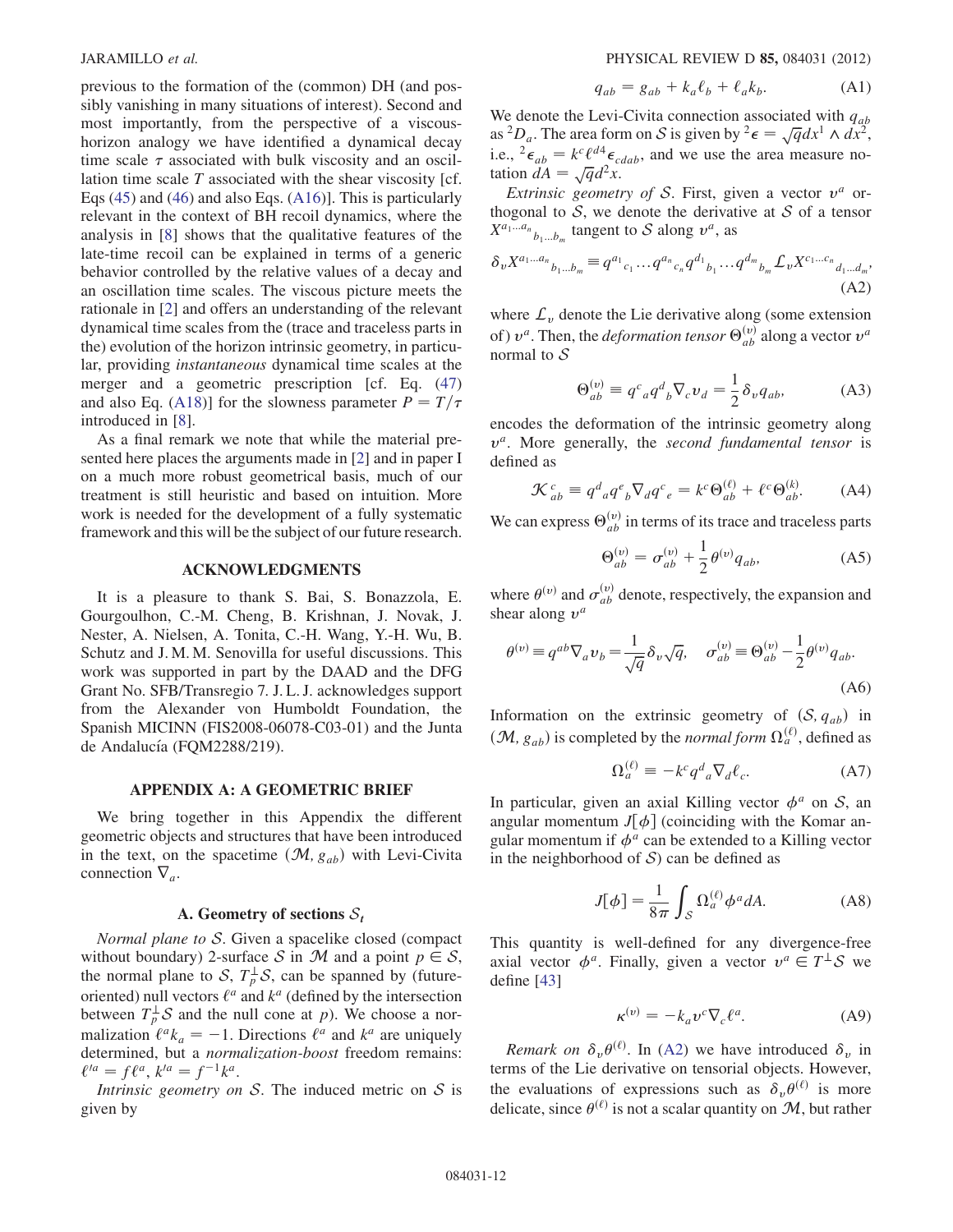previous to the formation of the (common) DH (and possibly vanishing in many situations of interest). Second and most importantly, from the perspective of a viscous-horizon analogy we have identified a dynamical decay time scale $\tau$ associated with bulk viscosity and an oscillation time scale $T$ associated with the shear viscosity [cf. Eqs (45) and (46) and also Eqs. (A16)]. This is particularly relevant in the context of BH recoil dynamics, where the analysis in [8] shows that the qualitative features of the late-time recoil can be explained in terms of a generic behavior controlled by the relative values of a decay and an oscillation time scales. The viscous picture meets the rationale in [2] and offers an understanding of the relevant dynamical time scales from the (trace and traceless parts in the) evolution of the horizon intrinsic geometry, in particular, providing *instantaneous* dynamical time scales at the merger and a geometric prescription [cf. Eq. (47) and also Eq. (A18)] for the slowness parameter $P = T/\tau$ introduced in [8].

As a final remark we note that while the material presented here places the arguments made in [2] and in paper I on a much more robust geometrical basis, much of our treatment is still heuristic and based on intuition. More work is needed for the development of a fully systematic framework and this will be the subject of our future research.

## ACKNOWLEDGMENTS

It is a pleasure to thank S. Bai, S. Bonazzola, E. Gourgoulhon, C.-M. Cheng, B. Krishnan, J. Novak, J. Nester, A. Nielsen, A. Tonita, C.-H. Wang, Y.-H. Wu, B. Schutz and J. M. M. Senovilla for useful discussions. This work was supported in part by the DAAD and the DFG Grant No. SFB/Transregio 7. J. L. J. acknowledges support from the Alexander von Humboldt Foundation, the Spanish MICINN (FIS2008-06078-C03-01) and the Junta de Andalucía (FQM2288/219).

## APPENDIX A: A GEOMETRIC BRIEF

We bring together in this Appendix the different geometric objects and structures that have been introduced in the text, on the spacetime $(\mathcal{M}, g_{ab})$ with Levi-Civita connection $\nabla_a$.

### A. Geometry of sections $\mathcal{S}_t$

*Normal plane to* $\mathcal{S}$. Given a spacelike closed (compact without boundary) 2-surface $\mathcal{S}$ in $\mathcal{M}$ and a point $p \in \mathcal{S}$, the normal plane to $\mathcal{S}$, $T_p^\perp \mathcal{S}$, can be spanned by (future-oriented) null vectors $\ell^a$ and $k^a$ (defined by the intersection between $T_p^\perp \mathcal{S}$ and the null cone at $p$). We choose a normalization $\ell^a k_a = -1$. Directions $\ell^a$ and $k^a$ are uniquely determined, but a *normalization-boost* freedom remains: $\ell'^a = f\ell^a$, $k'^a = f^{-1}k^a$.

*Intrinsic geometry on* $\mathcal{S}$. The induced metric on $\mathcal{S}$ is given by

$$q_{ab} = g_{ab} + k_a\ell_b + \ell_a k_b. \tag{A1}$$

We denote the Levi-Civita connection associated with $q_{ab}$ as ${}^2D_a$. The area form on $\mathcal{S}$ is given by ${}^2\boldsymbol{\epsilon} = \sqrt{q}dx^1 \wedge dx^2$, i.e., ${}^2\epsilon_{ab} = k^c\ell^d{}^4\epsilon_{cdab}$, and we use the area measure notation $dA = \sqrt{q}d^2x$.

*Extrinsic geometry of* $\mathcal{S}$. First, given a vector $v^a$ orthogonal to $\mathcal{S}$, we denote the derivative at $\mathcal{S}$ of a tensor $X^{a_1\ldots a_n}{}_{b_1\ldots b_m}$ tangent to $\mathcal{S}$ along $v^a$, as

$$\delta_v X^{a_1\ldots a_n}{}_{b_1\ldots b_m} \equiv q^{a_1}{}_{c_1}\ldots q^{a_n}{}_{c_n}q^{d_1}{}_{b_1}\ldots q^{d_m}{}_{b_m}\mathcal{L}_v X^{c_1\ldots c_n}{}_{d_1\ldots d_m}, \tag{A2}$$

where $\mathcal{L}_v$ denote the Lie derivative along (some extension of) $v^a$. Then, the *deformation tensor* $\Theta^{(v)}_{ab}$ along a vector $v^a$ normal to $\mathcal{S}$

$$\Theta^{(v)}_{ab} \equiv q^c{}_a q^d{}_b \nabla_c v_d = \frac{1}{2}\delta_v q_{ab}, \tag{A3}$$

encodes the deformation of the intrinsic geometry along $v^a$. More generally, the *second fundamental tensor* is defined as

$$\mathcal{K}^c{}_{ab} \equiv q^d{}_a q^e{}_b \nabla_d q^c{}_e = k^c\Theta^{(\ell)}_{ab} + \ell^c\Theta^{(k)}_{ab}. \tag{A4}$$

We can express $\Theta^{(v)}_{ab}$ in terms of its trace and traceless parts

$$\Theta^{(v)}_{ab} = \sigma^{(v)}_{ab} + \frac{1}{2}\theta^{(v)}q_{ab}, \tag{A5}$$

where $\theta^{(v)}$ and $\sigma^{(v)}_{ab}$ denote, respectively, the expansion and shear along $v^a$

$$\theta^{(v)} \equiv q^{ab}\nabla_a v_b = \frac{1}{\sqrt{q}}\delta_v\sqrt{q}, \quad \sigma^{(v)}_{ab} \equiv \Theta^{(v)}_{ab} - \frac{1}{2}\theta^{(v)}q_{ab}. \tag{A6}$$

Information on the extrinsic geometry of $(\mathcal{S}, q_{ab})$ in $(\mathcal{M}, g_{ab})$ is completed by the *normal form* $\Omega^{(\ell)}_a$, defined as

$$\Omega^{(\ell)}_a \equiv -k^c q^d{}_a \nabla_d \ell_c. \tag{A7}$$

In particular, given an axial Killing vector $\phi^a$ on $\mathcal{S}$, an angular momentum $J[\phi]$ (coinciding with the Komar angular momentum if $\phi^a$ can be extended to a Killing vector in the neighborhood of $\mathcal{S}$) can be defined as

$$J[\phi] = \frac{1}{8\pi}\int_{\mathcal{S}} \Omega^{(\ell)}_a \phi^a dA. \tag{A8}$$

This quantity is well-defined for any divergence-free axial vector $\phi^a$. Finally, given a vector $v^a \in T^\perp\mathcal{S}$ we define [43]

$$\kappa^{(v)} = -k_a v^c \nabla_c \ell^a. \tag{A9}$$

*Remark on* $\delta_v\theta^{(\ell)}$. In (A2) we have introduced $\delta_v$ in terms of the Lie derivative on tensorial objects. However, the evaluations of expressions such as $\delta_v\theta^{(\ell)}$ is more delicate, since $\theta^{(\ell)}$ is not a scalar quantity on $\mathcal{M}$, but rather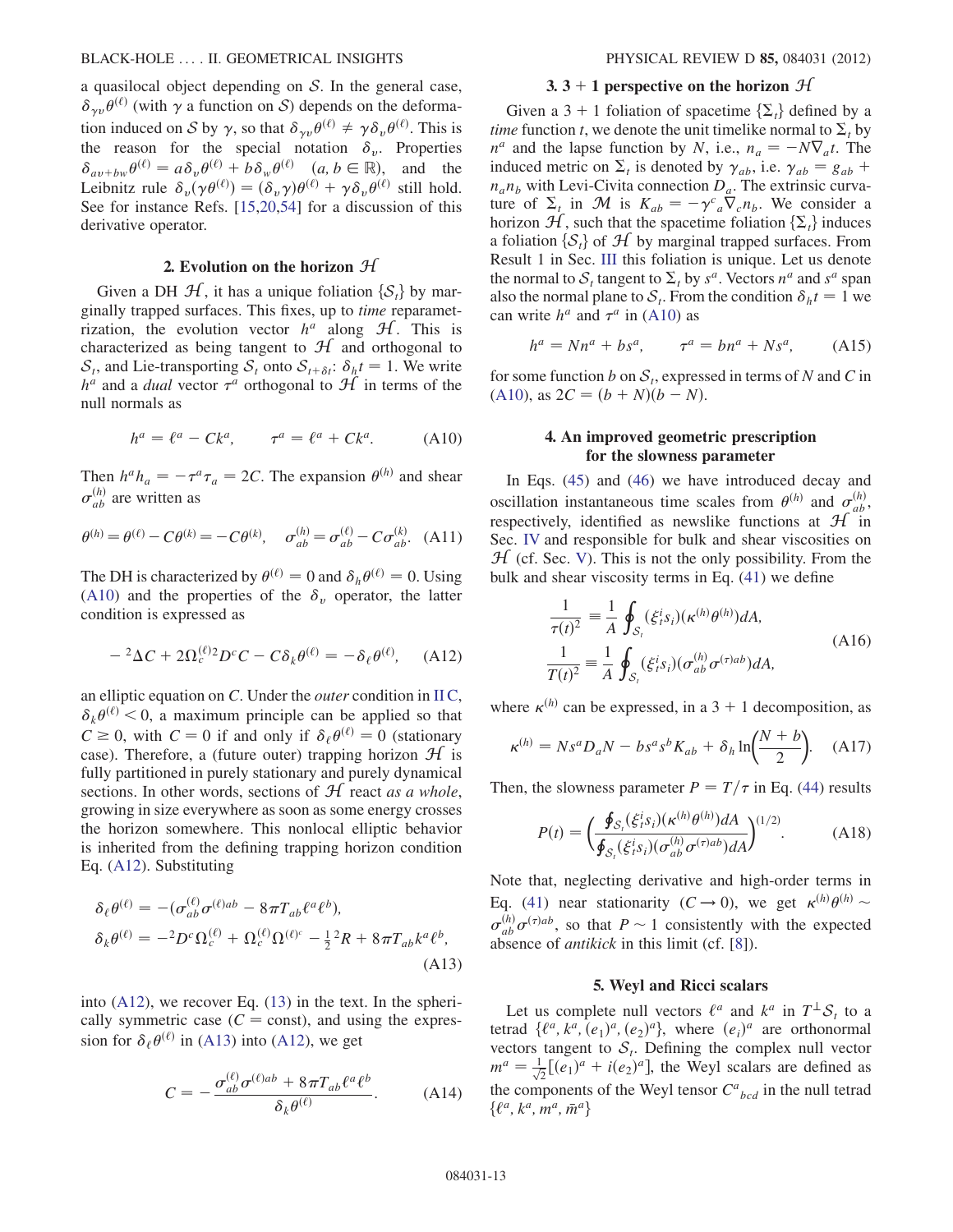a quasilocal object depending on $\mathcal{S}$. In the general case, $\delta_{\gamma v}\theta^{(\ell)}$ (with $\gamma$ a function on $\mathcal{S}$) depends on the deformation induced on $\mathcal{S}$ by $\gamma$, so that $\delta_{\gamma v}\theta^{(\ell)} \neq \gamma\delta_v\theta^{(\ell)}$. This is the reason for the special notation $\delta_v$. Properties $\delta_{av+bw}\theta^{(\ell)} = a\delta_v\theta^{(\ell)} + b\delta_w\theta^{(\ell)}$ $(a, b \in \mathbb{R})$, and the Leibnitz rule $\delta_v(\gamma\theta^{(\ell)}) = (\delta_v\gamma)\theta^{(\ell)} + \gamma\delta_v\theta^{(\ell)}$ still hold. See for instance Refs. [15,20,54] for a discussion of this derivative operator.

### 2. Evolution on the horizon $\mathcal{H}$

Given a DH $\mathcal{H}$, it has a unique foliation $\{\mathcal{S}_t\}$ by marginally trapped surfaces. This fixes, up to *time* reparametrization, the evolution vector $h^a$ along $\mathcal{H}$. This is characterized as being tangent to $\mathcal{H}$ and orthogonal to $\mathcal{S}_t$, and Lie-transporting $\mathcal{S}_t$ onto $\mathcal{S}_{t+\delta t}$: $\delta_h t = 1$. We write $h^a$ and a *dual* vector $\tau^a$ orthogonal to $\mathcal{H}$ in terms of the null normals as

$$h^a = \ell^a - Ck^a, \qquad \tau^a = \ell^a + Ck^a. \tag{A10}$$

Then $h^a h_a = -\tau^a\tau_a = 2C$. The expansion $\theta^{(h)}$ and shear $\sigma^{(h)}_{ab}$ are written as

$$\theta^{(h)} = \theta^{(\ell)} - C\theta^{(k)} = -C\theta^{(k)}, \quad \sigma^{(h)}_{ab} = \sigma^{(\ell)}_{ab} - C\sigma^{(k)}_{ab}. \tag{A11}$$

The DH is characterized by $\theta^{(\ell)} = 0$ and $\delta_h\theta^{(\ell)} = 0$. Using (A10) and the properties of the $\delta_v$ operator, the latter condition is expressed as

$$-{}^2\Delta C + 2\Omega^{(\ell)2}_c D^c C - C\delta_k\theta^{(\ell)} = -\delta_\ell\theta^{(\ell)}, \tag{A12}$$

an elliptic equation on $C$. Under the *outer* condition in II C, $\delta_k\theta^{(\ell)} < 0$, a maximum principle can be applied so that $C \geq 0$, with $C = 0$ if and only if $\delta_\ell\theta^{(\ell)} = 0$ (stationary case). Therefore, a (future outer) trapping horizon $\mathcal{H}$ is fully partitioned in purely stationary and purely dynamical sections. In other words, sections of $\mathcal{H}$ react *as a whole*, growing in size everywhere as soon as some energy crosses the horizon somewhere. This nonlocal elliptic behavior is inherited from the defining trapping horizon condition Eq. (A12). Substituting

$$\begin{aligned}
\delta_\ell\theta^{(\ell)} &= -(\sigma^{(\ell)}_{ab}\sigma^{(\ell)ab} - 8\pi T_{ab}\ell^a\ell^b),\\
\delta_k\theta^{(\ell)} &= -{}^2D^c\Omega^{(\ell)}_c + \Omega^{(\ell)}_c\Omega^{(\ell)c} - \tfrac{1}{2}{}^2R + 8\pi T_{ab}k^a\ell^b,
\end{aligned} \tag{A13}$$

into (A12), we recover Eq. (13) in the text. In the spherically symmetric case ($C = \text{const}$), and using the expression for $\delta_\ell\theta^{(\ell)}$ in (A13) into (A12), we get

$$C = -\frac{\sigma^{(\ell)}_{ab}\sigma^{(\ell)ab} + 8\pi T_{ab}\ell^a\ell^b}{\delta_k\theta^{(\ell)}}. \tag{A14}$$

### 3. 3 + 1 perspective on the horizon $\mathcal{H}$

Given a 3 + 1 foliation of spacetime $\{\Sigma_t\}$ defined by a *time* function $t$, we denote the unit timelike normal to $\Sigma_t$ by $n^a$ and the lapse function by $N$, i.e., $n_a = -N\nabla_a t$. The induced metric on $\Sigma_t$ is denoted by $\gamma_{ab}$, i.e. $\gamma_{ab} = g_{ab} + n_a n_b$ with Levi-Civita connection $D_a$. The extrinsic curvature of $\Sigma_t$ in $\mathcal{M}$ is $K_{ab} = -\gamma^c{}_a\nabla_c n_b$. We consider a horizon $\mathcal{H}$, such that the spacetime foliation $\{\Sigma_t\}$ induces a foliation $\{\mathcal{S}_t\}$ of $\mathcal{H}$ by marginal trapped surfaces. From Result 1 in Sec. III this foliation is unique. Let us denote the normal to $\mathcal{S}_t$ tangent to $\Sigma_t$ by $s^a$. Vectors $n^a$ and $s^a$ span also the normal plane to $\mathcal{S}_t$. From the condition $\delta_h t = 1$ we can write $h^a$ and $\tau^a$ in (A10) as

$$h^a = Nn^a + bs^a, \qquad \tau^a = bn^a + Ns^a, \tag{A15}$$

for some function $b$ on $\mathcal{S}_t$, expressed in terms of $N$ and $C$ in (A10), as $2C = (b + N)(b - N)$.

### 4. An improved geometric prescription for the slowness parameter

In Eqs. (45) and (46) we have introduced decay and oscillation instantaneous time scales from $\theta^{(h)}$ and $\sigma^{(h)}_{ab}$, respectively, identified as newslike functions at $\mathcal{H}$ in Sec. IV and responsible for bulk and shear viscosities on $\mathcal{H}$ (cf. Sec. V). This is not the only possibility. From the bulk and shear viscosity terms in Eq. (41) we define

$$\begin{aligned}
\frac{1}{\tau(t)^2} &\equiv \frac{1}{A}\oint_{\mathcal{S}_t}(\xi^i_t s_i)(\kappa^{(h)}\theta^{(h)})dA,\\
\frac{1}{T(t)^2} &\equiv \frac{1}{A}\oint_{\mathcal{S}_t}(\xi^i_t s_i)(\sigma^{(h)}_{ab}\sigma^{(\tau)ab})dA,
\end{aligned} \tag{A16}$$

where $\kappa^{(h)}$ can be expressed, in a 3 + 1 decomposition, as

$$\kappa^{(h)} = Ns^a D_a N - bs^a s^b K_{ab} + \delta_h \ln\left(\frac{N + b}{2}\right). \tag{A17}$$

Then, the slowness parameter $P = T/\tau$ in Eq. (44) results

$$P(t) = \left(\frac{\oint_{\mathcal{S}_t}(\xi^i_t s_i)(\kappa^{(h)}\theta^{(h)})dA}{\oint_{\mathcal{S}_t}(\xi^i_t s_i)(\sigma^{(h)}_{ab}\sigma^{(\tau)ab})dA}\right)^{(1/2)}. \tag{A18}$$

Note that, neglecting derivative and high-order terms in Eq. (41) near stationarity ($C \to 0$), we get $\kappa^{(h)}\theta^{(h)} \sim \sigma^{(h)}_{ab}\sigma^{(\tau)ab}$, so that $P \sim 1$ consistently with the expected absence of *antikick* in this limit (cf. [8]).

### 5. Weyl and Ricci scalars

Let us complete null vectors $\ell^a$ and $k^a$ in $T^\perp\mathcal{S}_t$ to a tetrad $\{\ell^a, k^a, (e_1)^a, (e_2)^a\}$, where $(e_i)^a$ are orthonormal vectors tangent to $\mathcal{S}_t$. Defining the complex null vector $m^a = \frac{1}{\sqrt{2}}[(e_1)^a + i(e_2)^a]$, the Weyl scalars are defined as the components of the Weyl tensor $C^a{}_{bcd}$ in the null tetrad $\{\ell^a, k^a, m^a, \bar{m}^a\}$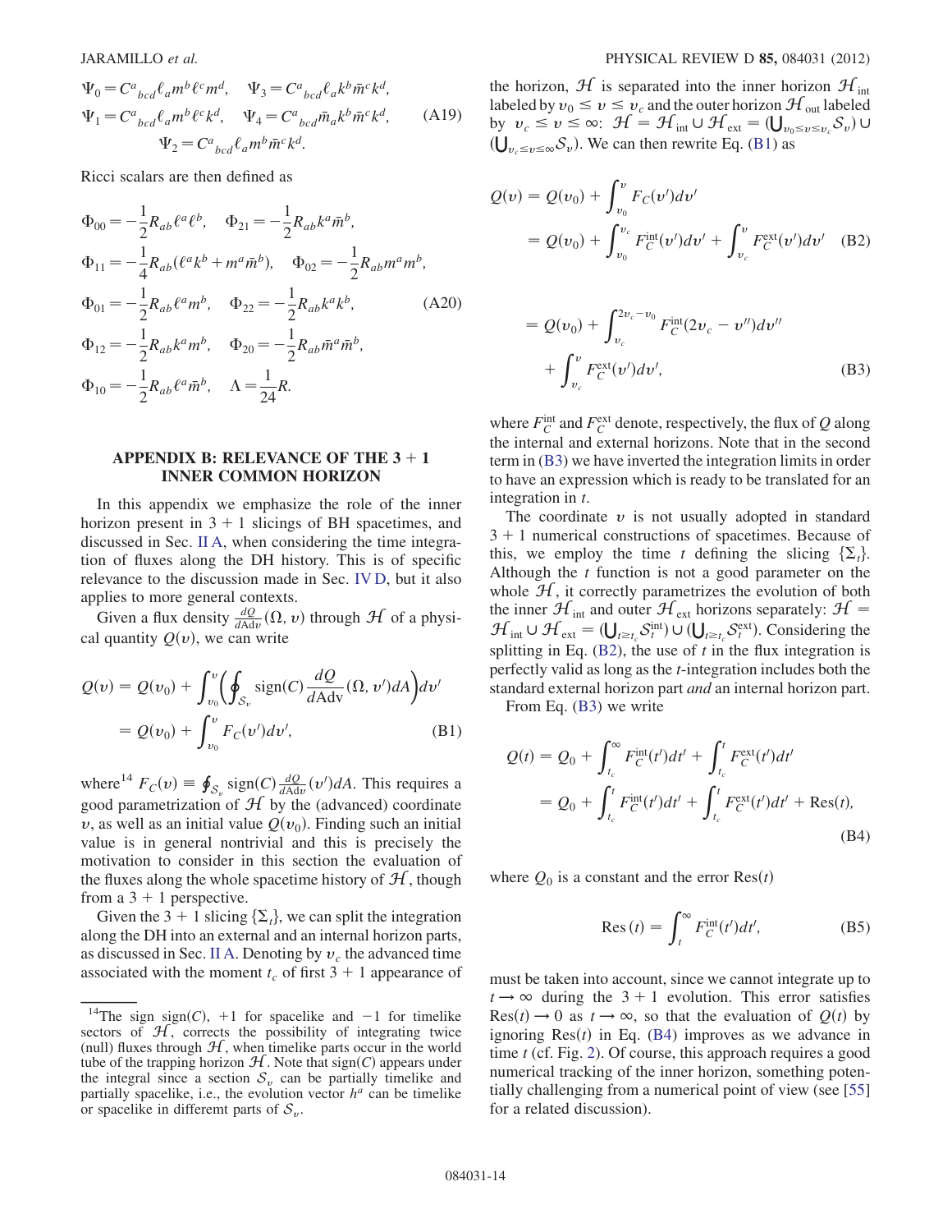$$
\begin{aligned}
&\Psi_0 = C^a{}_{bcd}\ell_a m^b \ell^c m^d, \quad \Psi_3 = C^a{}_{bcd}\ell_a k^b \bar{m}^c k^d, \\
&\Psi_1 = C^a{}_{bcd}\ell_a m^b \ell^c k^d, \quad \Psi_4 = C^a{}_{bcd}\bar{m}_a k^b \bar{m}^c k^d, \\
&\Psi_2 = C^a{}_{bcd}\ell_a m^b \bar{m}^c k^d.
\end{aligned}
\tag{A19}
$$

Ricci scalars are then defined as

$$
\begin{aligned}
&\Phi_{00} = -\frac{1}{2}R_{ab}\ell^a\ell^b, \quad \Phi_{21} = -\frac{1}{2}R_{ab}k^a\bar{m}^b, \\
&\Phi_{11} = -\frac{1}{4}R_{ab}(\ell^a k^b + m^a\bar{m}^b), \quad \Phi_{02} = -\frac{1}{2}R_{ab}m^a m^b, \\
&\Phi_{01} = -\frac{1}{2}R_{ab}\ell^a m^b, \quad \Phi_{22} = -\frac{1}{2}R_{ab}k^a k^b, \\
&\Phi_{12} = -\frac{1}{2}R_{ab}k^a m^b, \quad \Phi_{20} = -\frac{1}{2}R_{ab}\bar{m}^a\bar{m}^b, \\
&\Phi_{10} = -\frac{1}{2}R_{ab}\ell^a\bar{m}^b, \quad \Lambda = \frac{1}{24}R.
\end{aligned}
\tag{A20}
$$

## APPENDIX B: RELEVANCE OF THE 3 + 1 INNER COMMON HORIZON

In this appendix we emphasize the role of the inner horizon present in 3 + 1 slicings of BH spacetimes, and discussed in Sec. II A, when considering the time integration of fluxes along the DH history. This is of specific relevance to the discussion made in Sec. IV D, but it also applies to more general contexts.

Given a flux density $\frac{dQ}{d\mathrm{A}dv}(\Omega, v)$ through $\mathcal{H}$ of a physical quantity $Q(v)$, we can write

$$
\begin{aligned}
Q(v) &= Q(v_0) + \int_{v_0}^{v}\left(\oint_{\mathcal{S}_v}\mathrm{sign}(C)\frac{dQ}{d\mathrm{A}dv}(\Omega, v')dA\right)dv' \\
&= Q(v_0) + \int_{v_0}^{v} F_C(v')dv',
\end{aligned}
\tag{B1}
$$

where[14] $F_C(v) \equiv \oint_{\mathcal{S}_v}\mathrm{sign}(C)\frac{dQ}{d\mathrm{A}dv}(v')dA$. This requires a good parametrization of $\mathcal{H}$ by the (advanced) coordinate $v$, as well as an initial value $Q(v_0)$. Finding such an initial value is in general nontrivial and this is precisely the motivation to consider in this section the evaluation of the fluxes along the whole spacetime history of $\mathcal{H}$, though from a 3 + 1 perspective.

Given the 3 + 1 slicing $\{\Sigma_t\}$, we can split the integration along the DH into an external and an internal horizon parts, as discussed in Sec. II A. Denoting by $v_c$ the advanced time associated with the moment $t_c$ of first 3 + 1 appearance of the horizon, $\mathcal{H}$ is separated into the inner horizon $\mathcal{H}_{\mathrm{int}}$ labeled by $v_0 \le v \le v_c$ and the outer horizon $\mathcal{H}_{\mathrm{out}}$ labeled by $v_c \le v \le \infty$: $\mathcal{H} = \mathcal{H}_{\mathrm{int}} \cup \mathcal{H}_{\mathrm{ext}} = (\bigcup_{v_0 \le v \le v_c}\mathcal{S}_v) \cup (\bigcup_{v_c \le v \le \infty}\mathcal{S}_v)$. We can then rewrite Eq. (B1) as

$$
\begin{aligned}
Q(v) &= Q(v_0) + \int_{v_0}^{v} F_C(v')dv' \\
&= Q(v_0) + \int_{v_0}^{v_c} F_C^{\mathrm{int}}(v')dv' + \int_{v_c}^{v} F_C^{\mathrm{ext}}(v')dv'
\end{aligned}
\tag{B2}
$$

$$
\begin{aligned}
&= Q(v_0) + \int_{v_c}^{2v_c - v_0} F_C^{\mathrm{int}}(2v_c - v'')dv'' \\
&\quad + \int_{v_c}^{v} F_C^{\mathrm{ext}}(v')dv',
\end{aligned}
\tag{B3}
$$

where $F_C^{\mathrm{int}}$ and $F_C^{\mathrm{ext}}$ denote, respectively, the flux of $Q$ along the internal and external horizons. Note that in the second term in (B3) we have inverted the integration limits in order to have an expression which is ready to be translated for an integration in $t$.

The coordinate $v$ is not usually adopted in standard 3 + 1 numerical constructions of spacetimes. Because of this, we employ the time $t$ defining the slicing $\{\Sigma_t\}$. Although the $t$ function is not a good parameter on the whole $\mathcal{H}$, it correctly parametrizes the evolution of both the inner $\mathcal{H}_{\mathrm{int}}$ and outer $\mathcal{H}_{\mathrm{ext}}$ horizons separately: $\mathcal{H} = \mathcal{H}_{\mathrm{int}} \cup \mathcal{H}_{\mathrm{ext}} = (\bigcup_{t \ge t_c}\mathcal{S}_t^{\mathrm{int}}) \cup (\bigcup_{t \ge t_c}\mathcal{S}_t^{\mathrm{ext}})$. Considering the splitting in Eq. (B2), the use of $t$ in the flux integration is perfectly valid as long as the $t$-integration includes both the standard external horizon part *and* an internal horizon part.

From Eq. (B3) we write

$$
\begin{aligned}
Q(t) &= Q_0 + \int_{t_c}^{\infty} F_C^{\mathrm{int}}(t')dt' + \int_{t_c}^{t} F_C^{\mathrm{ext}}(t')dt' \\
&= Q_0 + \int_{t_c}^{t} F_C^{\mathrm{int}}(t')dt' + \int_{t_c}^{t} F_C^{\mathrm{ext}}(t')dt' + \mathrm{Res}(t),
\end{aligned}
\tag{B4}
$$

where $Q_0$ is a constant and the error $\mathrm{Res}(t)$

$$
\mathrm{Res}(t) = \int_{t}^{\infty} F_C^{\mathrm{int}}(t')dt', \tag{B5}
$$

must be taken into account, since we cannot integrate up to $t \to \infty$ during the 3 + 1 evolution. This error satisfies $\mathrm{Res}(t) \to 0$ as $t \to \infty$, so that the evaluation of $Q(t)$ by ignoring $\mathrm{Res}(t)$ in Eq. (B4) improves as we advance in time $t$ (cf. Fig. 2). Of course, this approach requires a good numerical tracking of the inner horizon, something potentially challenging from a numerical point of view (see [55] for a related discussion).

---

[14] The sign sign($C$), +1 for spacelike and −1 for timelike sectors of $\mathcal{H}$, corrects the possibility of integrating twice (null) fluxes through $\mathcal{H}$, when timelike parts occur in the world tube of the trapping horizon $\mathcal{H}$. Note that sign($C$) appears under the integral since a section $\mathcal{S}_v$ can be partially timelike and partially spacelike, i.e., the evolution vector $h^a$ can be timelike or spacelike in differemt parts of $\mathcal{S}_v$.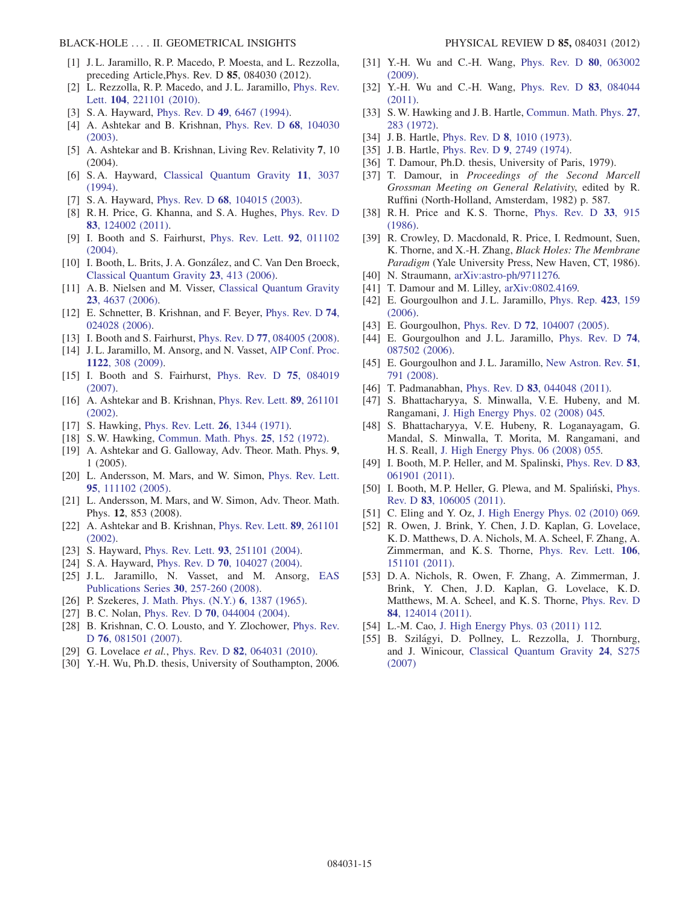[1] J. L. Jaramillo, R. P. Macedo, P. Moesta, and L. Rezzolla, preceding Article,Phys. Rev. D **85**, 084030 (2012).

[2] L. Rezzolla, R. P. Macedo, and J. L. Jaramillo, Phys. Rev. Lett. **104**, 221101 (2010).

[3] S. A. Hayward, Phys. Rev. D **49**, 6467 (1994).

[4] A. Ashtekar and B. Krishnan, Phys. Rev. D **68**, 104030 (2003).

[5] A. Ashtekar and B. Krishnan, Living Rev. Relativity **7**, 10 (2004).

[6] S. A. Hayward, Classical Quantum Gravity **11**, 3037 (1994).

[7] S. A. Hayward, Phys. Rev. D **68**, 104015 (2003).

[8] R. H. Price, G. Khanna, and S. A. Hughes, Phys. Rev. D **83**, 124002 (2011).

[9] I. Booth and S. Fairhurst, Phys. Rev. Lett. **92**, 011102 (2004).

[10] I. Booth, L. Brits, J. A. González, and C. Van Den Broeck, Classical Quantum Gravity **23**, 413 (2006).

[11] A. B. Nielsen and M. Visser, Classical Quantum Gravity **23**, 4637 (2006).

[12] E. Schnetter, B. Krishnan, and F. Beyer, Phys. Rev. D **74**, 024028 (2006).

[13] I. Booth and S. Fairhurst, Phys. Rev. D **77**, 084005 (2008).

[14] J. L. Jaramillo, M. Ansorg, and N. Vasset, AIP Conf. Proc. **1122**, 308 (2009).

[15] I. Booth and S. Fairhurst, Phys. Rev. D **75**, 084019 (2007).

[16] A. Ashtekar and B. Krishnan, Phys. Rev. Lett. **89**, 261101 (2002).

[17] S. Hawking, Phys. Rev. Lett. **26**, 1344 (1971).

[18] S. W. Hawking, Commun. Math. Phys. **25**, 152 (1972).

[19] A. Ashtekar and G. Galloway, Adv. Theor. Math. Phys. **9**, 1 (2005).

[20] L. Andersson, M. Mars, and W. Simon, Phys. Rev. Lett. **95**, 111102 (2005).

[21] L. Andersson, M. Mars, and W. Simon, Adv. Theor. Math. Phys. **12**, 853 (2008).

[22] A. Ashtekar and B. Krishnan, Phys. Rev. Lett. **89**, 261101 (2002).

[23] S. Hayward, Phys. Rev. Lett. **93**, 251101 (2004).

[24] S. A. Hayward, Phys. Rev. D **70**, 104027 (2004).

[25] J. L. Jaramillo, N. Vasset, and M. Ansorg, EAS Publications Series **30**, 257-260 (2008).

[26] P. Szekeres, J. Math. Phys. (N.Y.) **6**, 1387 (1965).

[27] B. C. Nolan, Phys. Rev. D **70**, 044004 (2004).

[28] B. Krishnan, C. O. Lousto, and Y. Zlochower, Phys. Rev. D **76**, 081501 (2007).

[29] G. Lovelace *et al.*, Phys. Rev. D **82**, 064031 (2010).

[30] Y.-H. Wu, Ph.D. thesis, University of Southampton, 2006.

[31] Y.-H. Wu and C.-H. Wang, Phys. Rev. D **80**, 063002 (2009).

[32] Y.-H. Wu and C.-H. Wang, Phys. Rev. D **83**, 084044 (2011).

[33] S. W. Hawking and J. B. Hartle, Commun. Math. Phys. **27**, 283 (1972).

[34] J. B. Hartle, Phys. Rev. D **8**, 1010 (1973).

[35] J. B. Hartle, Phys. Rev. D **9**, 2749 (1974).

[36] T. Damour, Ph.D. thesis, University of Paris, 1979).

[37] T. Damour, in *Proceedings of the Second Marcell Grossman Meeting on General Relativity*, edited by R. Ruffini (North-Holland, Amsterdam, 1982) p. 587.

[38] R. H. Price and K. S. Thorne, Phys. Rev. D **33**, 915 (1986).

[39] R. Crowley, D. Macdonald, R. Price, I. Redmount, Suen, K. Thorne, and X.-H. Zhang, *Black Holes: The Membrane Paradigm* (Yale University Press, New Haven, CT, 1986).

[40] N. Straumann, arXiv:astro-ph/9711276.

[41] T. Damour and M. Lilley, arXiv:0802.4169.

[42] E. Gourgoulhon and J. L. Jaramillo, Phys. Rep. **423**, 159 (2006).

[43] E. Gourgoulhon, Phys. Rev. D **72**, 104007 (2005).

[44] E. Gourgoulhon and J. L. Jaramillo, Phys. Rev. D **74**, 087502 (2006).

[45] E. Gourgoulhon and J. L. Jaramillo, New Astron. Rev. **51**, 791 (2008).

[46] T. Padmanabhan, Phys. Rev. D **83**, 044048 (2011).

[47] S. Bhattacharyya, S. Minwalla, V. E. Hubeny, and M. Rangamani, J. High Energy Phys. 02 (2008) 045.

[48] S. Bhattacharyya, V. E. Hubeny, R. Loganayagam, G. Mandal, S. Minwalla, T. Morita, M. Rangamani, and H. S. Reall, J. High Energy Phys. 06 (2008) 055.

[49] I. Booth, M. P. Heller, and M. Spalinski, Phys. Rev. D **83**, 061901 (2011).

[50] I. Booth, M. P. Heller, G. Plewa, and M. Spaliński, Phys. Rev. D **83**, 106005 (2011).

[51] C. Eling and Y. Oz, J. High Energy Phys. 02 (2010) 069.

[52] R. Owen, J. Brink, Y. Chen, J. D. Kaplan, G. Lovelace, K. D. Matthews, D. A. Nichols, M. A. Scheel, F. Zhang, A. Zimmerman, and K. S. Thorne, Phys. Rev. Lett. **106**, 151101 (2011).

[53] D. A. Nichols, R. Owen, F. Zhang, A. Zimmerman, J. Brink, Y. Chen, J. D. Kaplan, G. Lovelace, K. D. Matthews, M. A. Scheel, and K. S. Thorne, Phys. Rev. D **84**, 124014 (2011).

[54] L.-M. Cao, J. High Energy Phys. 03 (2011) 112.

[55] B. Szilágyi, D. Pollney, L. Rezzolla, J. Thornburg, and J. Winicour, Classical Quantum Gravity **24**, S275 (2007)